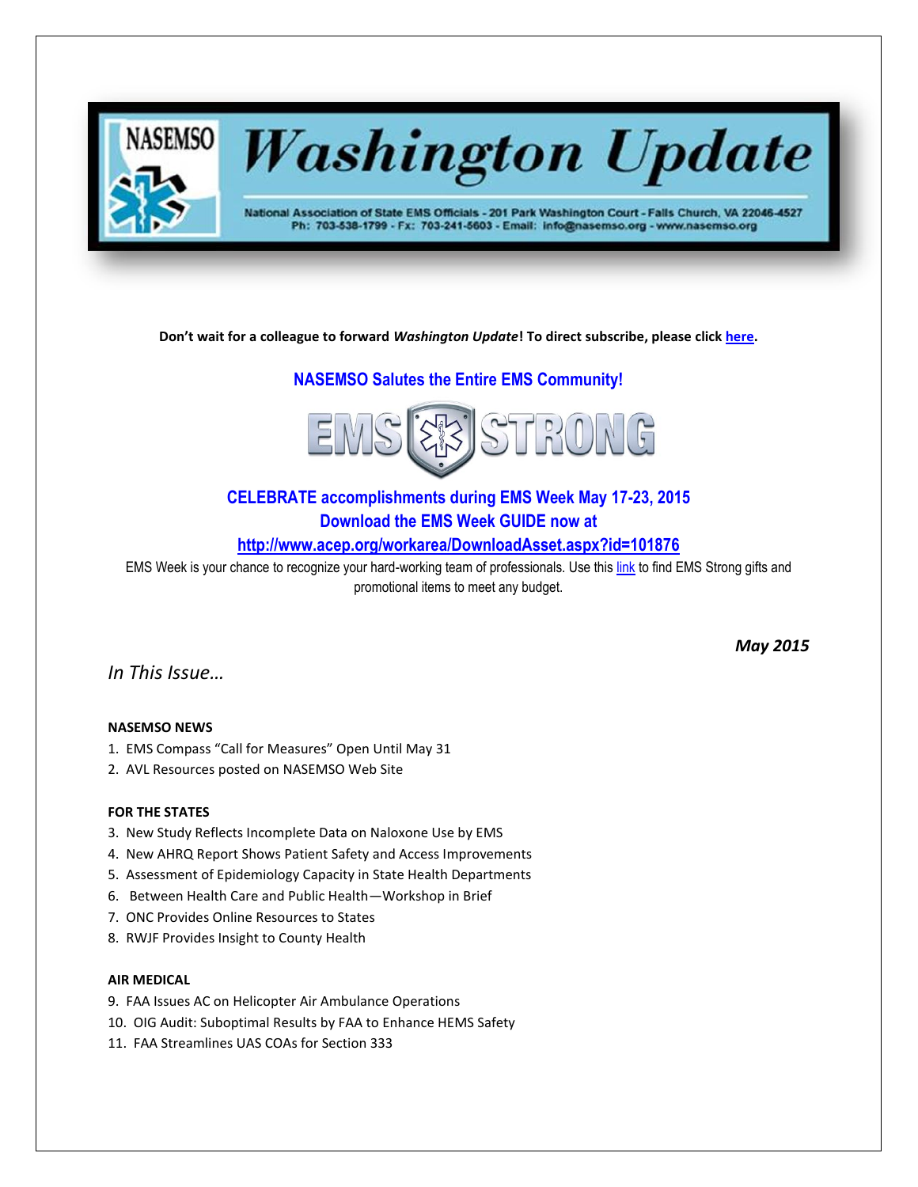# Washington Update

National Association of State EMS Officials - 201 Park Washington Court - Falls Church, VA 22046-4527
Ph: 703-538-1799 - Fx: 703-241-5603 - Email: info@nasemso.org - www.nasemso.org

**Don't wait for a colleague to forward *Washington Update*! To direct subscribe, please click here.**

**NASEMSO Salutes the Entire EMS Community!**

**EMS STRONG**

**CELEBRATE accomplishments during EMS Week May 17-23, 2015**
**Download the EMS Week GUIDE now at**
**http://www.acep.org/workarea/DownloadAsset.aspx?id=101876**

EMS Week is your chance to recognize your hard-working team of professionals. Use this link to find EMS Strong gifts and promotional items to meet any budget.

***May 2015***

*In This Issue…*

**NASEMSO NEWS**

1. EMS Compass "Call for Measures" Open Until May 31
2. AVL Resources posted on NASEMSO Web Site

**FOR THE STATES**

3. New Study Reflects Incomplete Data on Naloxone Use by EMS
4. New AHRQ Report Shows Patient Safety and Access Improvements
5. Assessment of Epidemiology Capacity in State Health Departments
6. Between Health Care and Public Health—Workshop in Brief
7. ONC Provides Online Resources to States
8. RWJF Provides Insight to County Health

**AIR MEDICAL**

9. FAA Issues AC on Helicopter Air Ambulance Operations
10. OIG Audit: Suboptimal Results by FAA to Enhance HEMS Safety
11. FAA Streamlines UAS COAs for Section 333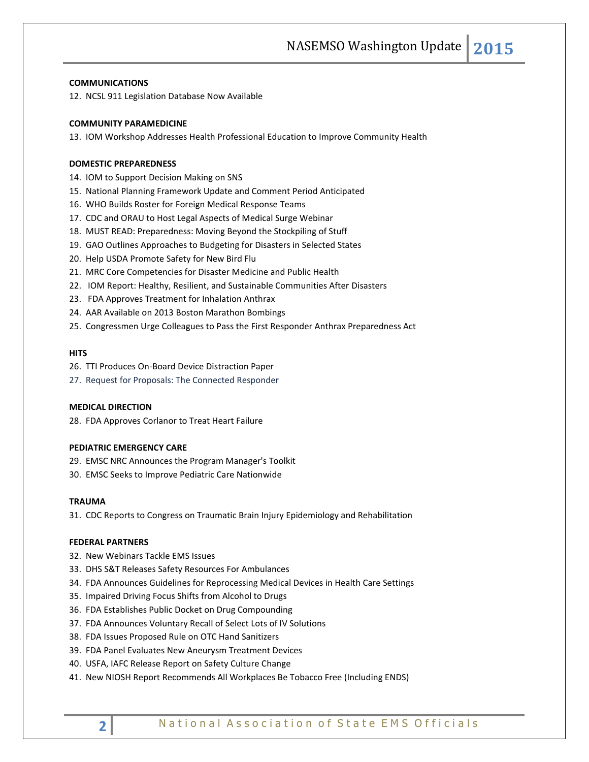**COMMUNICATIONS**

12. NCSL 911 Legislation Database Now Available

**COMMUNITY PARAMEDICINE**

13. IOM Workshop Addresses Health Professional Education to Improve Community Health

**DOMESTIC PREPAREDNESS**

14. IOM to Support Decision Making on SNS
15. National Planning Framework Update and Comment Period Anticipated
16. WHO Builds Roster for Foreign Medical Response Teams
17. CDC and ORAU to Host Legal Aspects of Medical Surge Webinar
18. MUST READ: Preparedness: Moving Beyond the Stockpiling of Stuff
19. GAO Outlines Approaches to Budgeting for Disasters in Selected States
20. Help USDA Promote Safety for New Bird Flu
21. MRC Core Competencies for Disaster Medicine and Public Health
22. IOM Report: Healthy, Resilient, and Sustainable Communities After Disasters
23. FDA Approves Treatment for Inhalation Anthrax
24. AAR Available on 2013 Boston Marathon Bombings
25. Congressmen Urge Colleagues to Pass the First Responder Anthrax Preparedness Act

**HITS**

26. TTI Produces On-Board Device Distraction Paper
27. Request for Proposals: The Connected Responder

**MEDICAL DIRECTION**

28. FDA Approves Corlanor to Treat Heart Failure

**PEDIATRIC EMERGENCY CARE**

29. EMSC NRC Announces the Program Manager's Toolkit
30. EMSC Seeks to Improve Pediatric Care Nationwide

**TRAUMA**

31. CDC Reports to Congress on Traumatic Brain Injury Epidemiology and Rehabilitation

**FEDERAL PARTNERS**

32. New Webinars Tackle EMS Issues
33. DHS S&T Releases Safety Resources For Ambulances
34. FDA Announces Guidelines for Reprocessing Medical Devices in Health Care Settings
35. Impaired Driving Focus Shifts from Alcohol to Drugs
36. FDA Establishes Public Docket on Drug Compounding
37. FDA Announces Voluntary Recall of Select Lots of IV Solutions
38. FDA Issues Proposed Rule on OTC Hand Sanitizers
39. FDA Panel Evaluates New Aneurysm Treatment Devices
40. USFA, IAFC Release Report on Safety Culture Change
41. New NIOSH Report Recommends All Workplaces Be Tobacco Free (Including ENDS)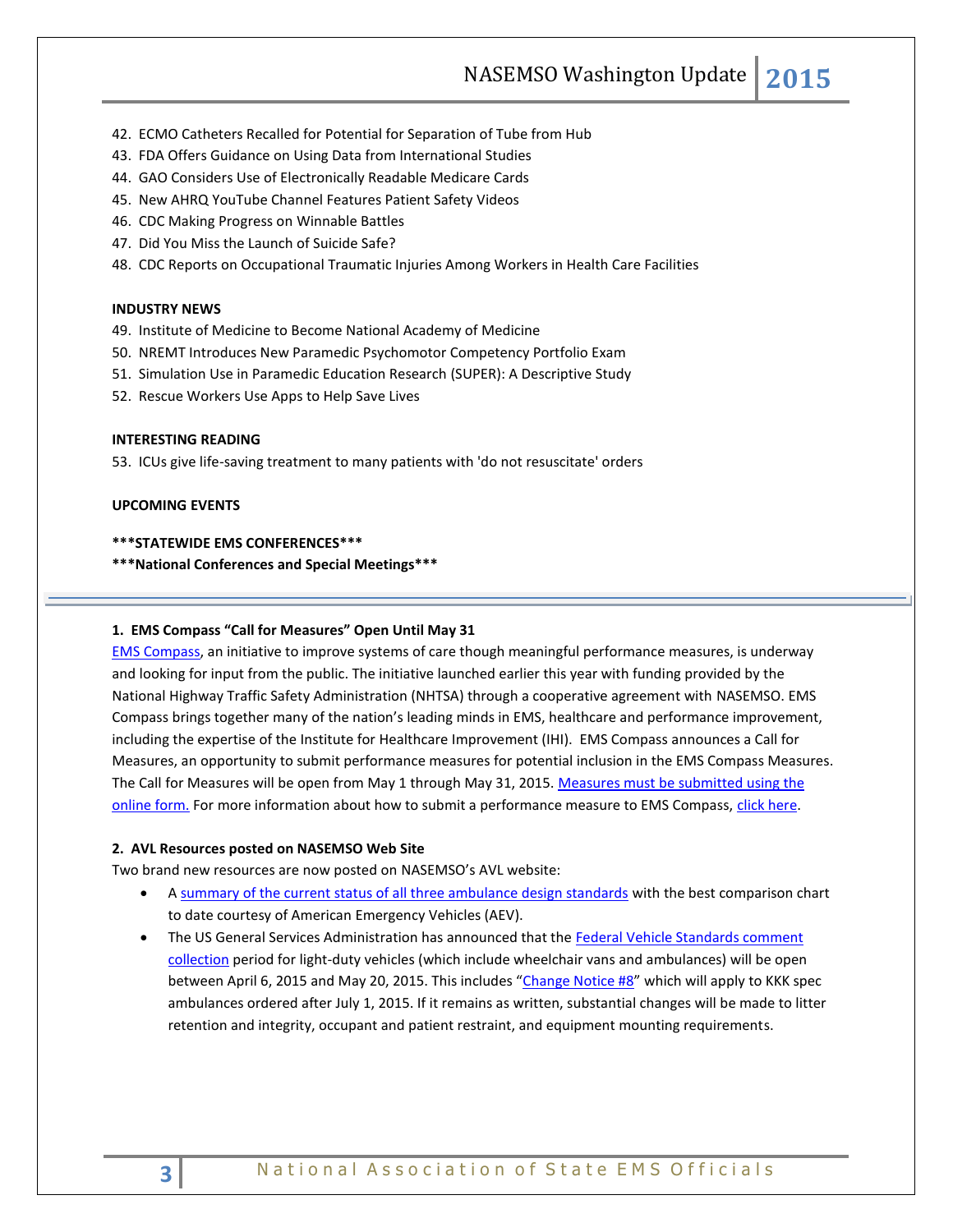42. ECMO Catheters Recalled for Potential for Separation of Tube from Hub
43. FDA Offers Guidance on Using Data from International Studies
44. GAO Considers Use of Electronically Readable Medicare Cards
45. New AHRQ YouTube Channel Features Patient Safety Videos
46. CDC Making Progress on Winnable Battles
47. Did You Miss the Launch of Suicide Safe?
48. CDC Reports on Occupational Traumatic Injuries Among Workers in Health Care Facilities

**INDUSTRY NEWS**

49. Institute of Medicine to Become National Academy of Medicine
50. NREMT Introduces New Paramedic Psychomotor Competency Portfolio Exam
51. Simulation Use in Paramedic Education Research (SUPER): A Descriptive Study
52. Rescue Workers Use Apps to Help Save Lives

**INTERESTING READING**

53. ICUs give life-saving treatment to many patients with 'do not resuscitate' orders

**UPCOMING EVENTS**

**\*\*\*STATEWIDE EMS CONFERENCES\*\*\***

**\*\*\*National Conferences and Special Meetings\*\*\***

---

**1. EMS Compass "Call for Measures" Open Until May 31**

EMS Compass, an initiative to improve systems of care though meaningful performance measures, is underway and looking for input from the public. The initiative launched earlier this year with funding provided by the National Highway Traffic Safety Administration (NHTSA) through a cooperative agreement with NASEMSO. EMS Compass brings together many of the nation's leading minds in EMS, healthcare and performance improvement, including the expertise of the Institute for Healthcare Improvement (IHI). EMS Compass announces a Call for Measures, an opportunity to submit performance measures for potential inclusion in the EMS Compass Measures. The Call for Measures will be open from May 1 through May 31, 2015. Measures must be submitted using the online form. For more information about how to submit a performance measure to EMS Compass, click here.

**2. AVL Resources posted on NASEMSO Web Site**

Two brand new resources are now posted on NASEMSO's AVL website:

- A summary of the current status of all three ambulance design standards with the best comparison chart to date courtesy of American Emergency Vehicles (AEV).
- The US General Services Administration has announced that the Federal Vehicle Standards comment collection period for light-duty vehicles (which include wheelchair vans and ambulances) will be open between April 6, 2015 and May 20, 2015. This includes "Change Notice #8" which will apply to KKK spec ambulances ordered after July 1, 2015. If it remains as written, substantial changes will be made to litter retention and integrity, occupant and patient restraint, and equipment mounting requirements.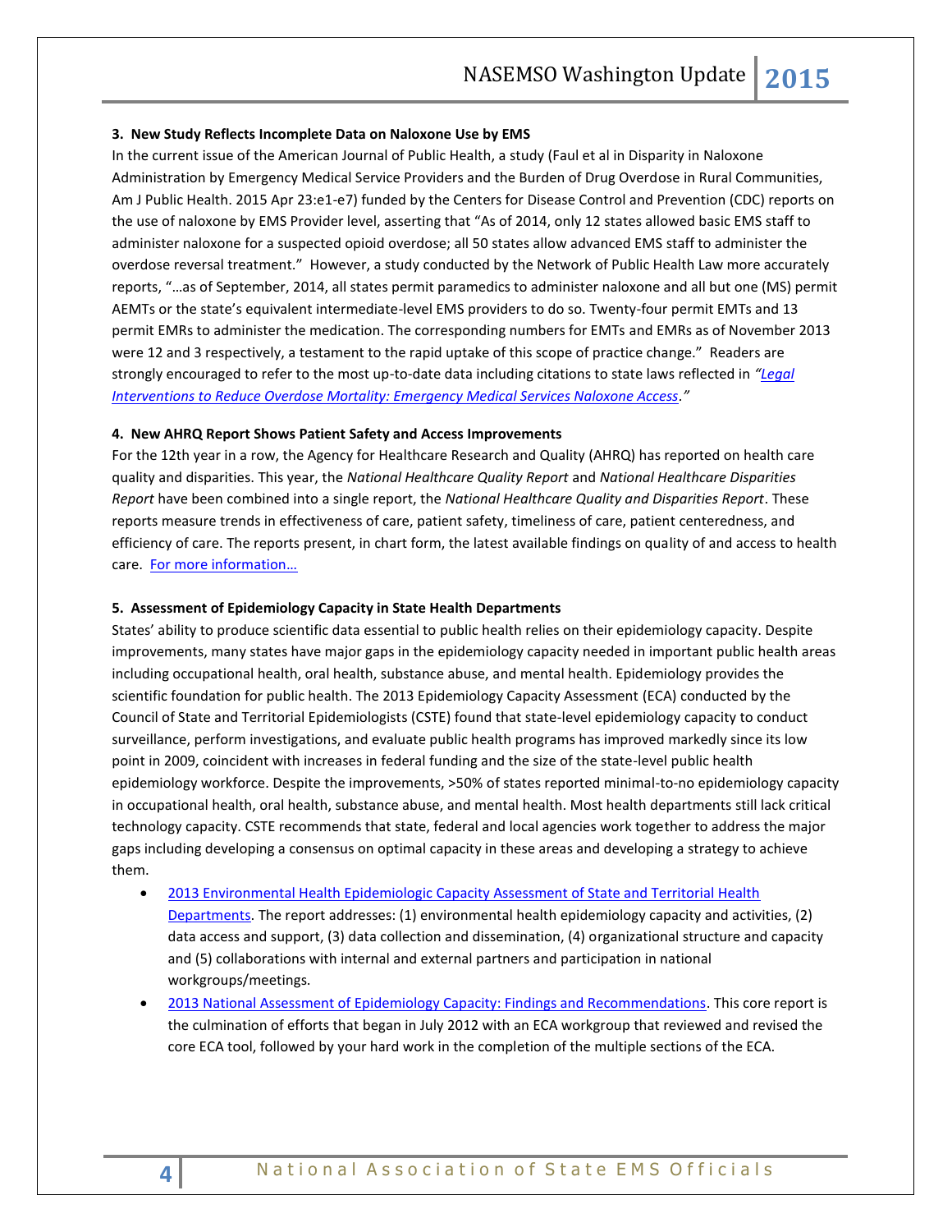### 3. New Study Reflects Incomplete Data on Naloxone Use by EMS

In the current issue of the American Journal of Public Health, a study (Faul et al in Disparity in Naloxone Administration by Emergency Medical Service Providers and the Burden of Drug Overdose in Rural Communities, Am J Public Health. 2015 Apr 23:e1-e7) funded by the Centers for Disease Control and Prevention (CDC) reports on the use of naloxone by EMS Provider level, asserting that "As of 2014, only 12 states allowed basic EMS staff to administer naloxone for a suspected opioid overdose; all 50 states allow advanced EMS staff to administer the overdose reversal treatment." However, a study conducted by the Network of Public Health Law more accurately reports, "…as of September, 2014, all states permit paramedics to administer naloxone and all but one (MS) permit AEMTs or the state's equivalent intermediate-level EMS providers to do so. Twenty-four permit EMTs and 13 permit EMRs to administer the medication. The corresponding numbers for EMTs and EMRs as of November 2013 were 12 and 3 respectively, a testament to the rapid uptake of this scope of practice change." Readers are strongly encouraged to refer to the most up-to-date data including citations to state laws reflected in *"Legal Interventions to Reduce Overdose Mortality: Emergency Medical Services Naloxone Access."*

### 4. New AHRQ Report Shows Patient Safety and Access Improvements

For the 12th year in a row, the Agency for Healthcare Research and Quality (AHRQ) has reported on health care quality and disparities. This year, the *National Healthcare Quality Report* and *National Healthcare Disparities Report* have been combined into a single report, the *National Healthcare Quality and Disparities Report*. These reports measure trends in effectiveness of care, patient safety, timeliness of care, patient centeredness, and efficiency of care. The reports present, in chart form, the latest available findings on quality of and access to health care. For more information…

### 5. Assessment of Epidemiology Capacity in State Health Departments

States' ability to produce scientific data essential to public health relies on their epidemiology capacity. Despite improvements, many states have major gaps in the epidemiology capacity needed in important public health areas including occupational health, oral health, substance abuse, and mental health. Epidemiology provides the scientific foundation for public health. The 2013 Epidemiology Capacity Assessment (ECA) conducted by the Council of State and Territorial Epidemiologists (CSTE) found that state-level epidemiology capacity to conduct surveillance, perform investigations, and evaluate public health programs has improved markedly since its low point in 2009, coincident with increases in federal funding and the size of the state-level public health epidemiology workforce. Despite the improvements, >50% of states reported minimal-to-no epidemiology capacity in occupational health, oral health, substance abuse, and mental health. Most health departments still lack critical technology capacity. CSTE recommends that state, federal and local agencies work together to address the major gaps including developing a consensus on optimal capacity in these areas and developing a strategy to achieve them.

- 2013 Environmental Health Epidemiologic Capacity Assessment of State and Territorial Health Departments. The report addresses: (1) environmental health epidemiology capacity and activities, (2) data access and support, (3) data collection and dissemination, (4) organizational structure and capacity and (5) collaborations with internal and external partners and participation in national workgroups/meetings.
- 2013 National Assessment of Epidemiology Capacity: Findings and Recommendations. This core report is the culmination of efforts that began in July 2012 with an ECA workgroup that reviewed and revised the core ECA tool, followed by your hard work in the completion of the multiple sections of the ECA.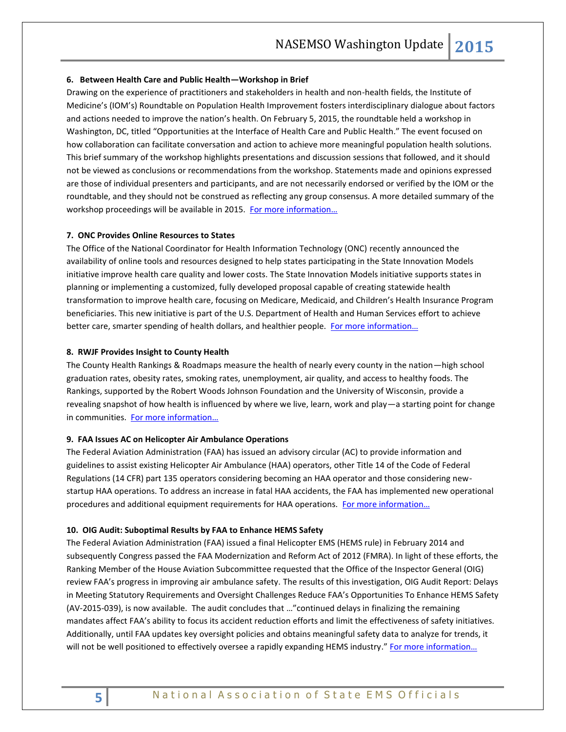**6. Between Health Care and Public Health—Workshop in Brief**

Drawing on the experience of practitioners and stakeholders in health and non-health fields, the Institute of Medicine's (IOM's) Roundtable on Population Health Improvement fosters interdisciplinary dialogue about factors and actions needed to improve the nation's health. On February 5, 2015, the roundtable held a workshop in Washington, DC, titled "Opportunities at the Interface of Health Care and Public Health." The event focused on how collaboration can facilitate conversation and action to achieve more meaningful population health solutions. This brief summary of the workshop highlights presentations and discussion sessions that followed, and it should not be viewed as conclusions or recommendations from the workshop. Statements made and opinions expressed are those of individual presenters and participants, and are not necessarily endorsed or verified by the IOM or the roundtable, and they should not be construed as reflecting any group consensus. A more detailed summary of the workshop proceedings will be available in 2015. For more information…

**7. ONC Provides Online Resources to States**

The Office of the National Coordinator for Health Information Technology (ONC) recently announced the availability of online tools and resources designed to help states participating in the State Innovation Models initiative improve health care quality and lower costs. The State Innovation Models initiative supports states in planning or implementing a customized, fully developed proposal capable of creating statewide health transformation to improve health care, focusing on Medicare, Medicaid, and Children's Health Insurance Program beneficiaries. This new initiative is part of the U.S. Department of Health and Human Services effort to achieve better care, smarter spending of health dollars, and healthier people. For more information…

**8. RWJF Provides Insight to County Health**

The County Health Rankings & Roadmaps measure the health of nearly every county in the nation—high school graduation rates, obesity rates, smoking rates, unemployment, air quality, and access to healthy foods. The Rankings, supported by the Robert Woods Johnson Foundation and the University of Wisconsin, provide a revealing snapshot of how health is influenced by where we live, learn, work and play—a starting point for change in communities. For more information…

**9. FAA Issues AC on Helicopter Air Ambulance Operations**

The Federal Aviation Administration (FAA) has issued an advisory circular (AC) to provide information and guidelines to assist existing Helicopter Air Ambulance (HAA) operators, other Title 14 of the Code of Federal Regulations (14 CFR) part 135 operators considering becoming an HAA operator and those considering new-startup HAA operations. To address an increase in fatal HAA accidents, the FAA has implemented new operational procedures and additional equipment requirements for HAA operations. For more information…

**10. OIG Audit: Suboptimal Results by FAA to Enhance HEMS Safety**

The Federal Aviation Administration (FAA) issued a final Helicopter EMS (HEMS rule) in February 2014 and subsequently Congress passed the FAA Modernization and Reform Act of 2012 (FMRA). In light of these efforts, the Ranking Member of the House Aviation Subcommittee requested that the Office of the Inspector General (OIG) review FAA's progress in improving air ambulance safety. The results of this investigation, OIG Audit Report: Delays in Meeting Statutory Requirements and Oversight Challenges Reduce FAA's Opportunities To Enhance HEMS Safety (AV-2015-039), is now available. The audit concludes that …"continued delays in finalizing the remaining mandates affect FAA's ability to focus its accident reduction efforts and limit the effectiveness of safety initiatives. Additionally, until FAA updates key oversight policies and obtains meaningful safety data to analyze for trends, it will not be well positioned to effectively oversee a rapidly expanding HEMS industry." For more information…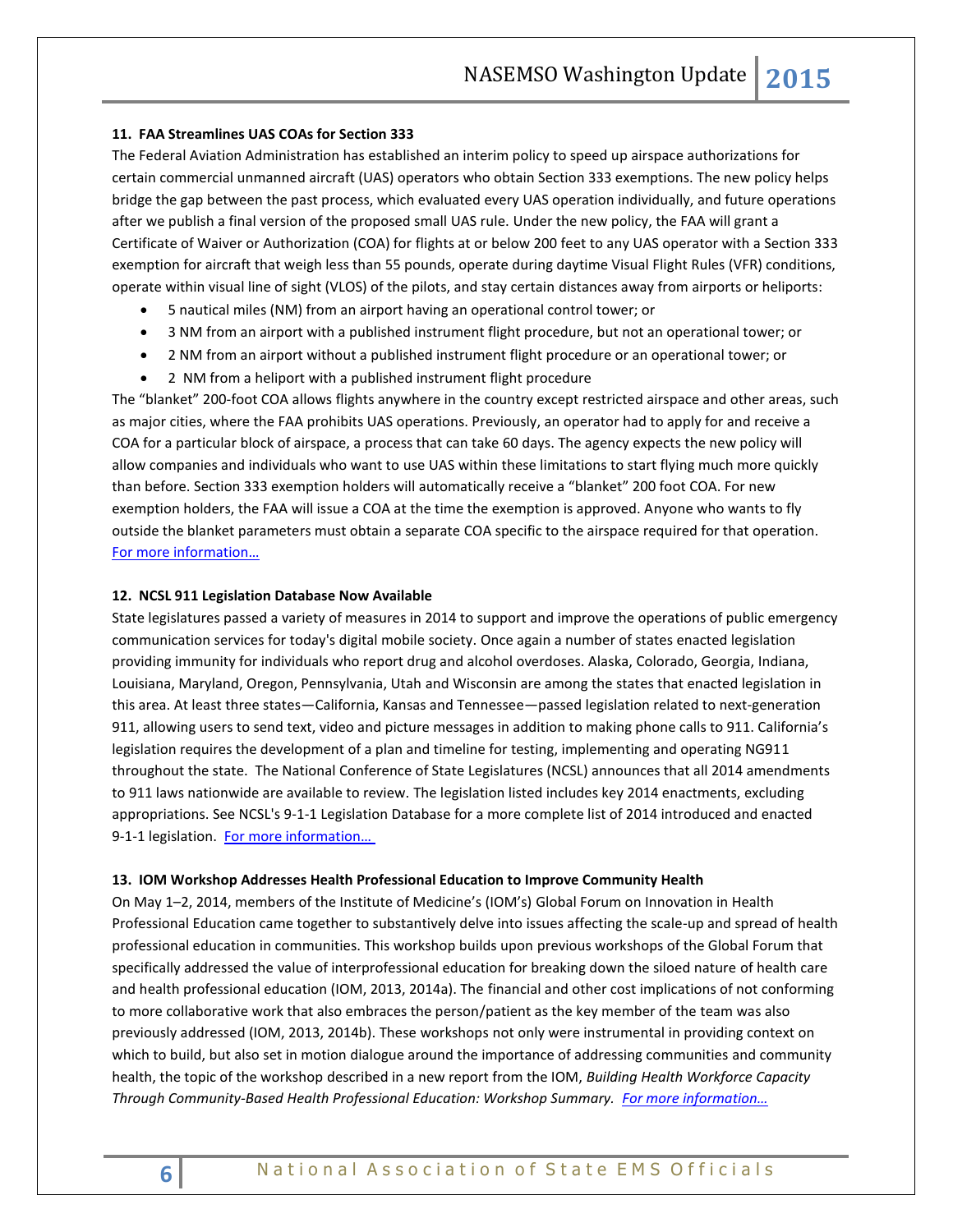### 11. FAA Streamlines UAS COAs for Section 333

The Federal Aviation Administration has established an interim policy to speed up airspace authorizations for certain commercial unmanned aircraft (UAS) operators who obtain Section 333 exemptions. The new policy helps bridge the gap between the past process, which evaluated every UAS operation individually, and future operations after we publish a final version of the proposed small UAS rule. Under the new policy, the FAA will grant a Certificate of Waiver or Authorization (COA) for flights at or below 200 feet to any UAS operator with a Section 333 exemption for aircraft that weigh less than 55 pounds, operate during daytime Visual Flight Rules (VFR) conditions, operate within visual line of sight (VLOS) of the pilots, and stay certain distances away from airports or heliports:

- 5 nautical miles (NM) from an airport having an operational control tower; or
- 3 NM from an airport with a published instrument flight procedure, but not an operational tower; or
- 2 NM from an airport without a published instrument flight procedure or an operational tower; or
- 2 NM from a heliport with a published instrument flight procedure

The "blanket" 200-foot COA allows flights anywhere in the country except restricted airspace and other areas, such as major cities, where the FAA prohibits UAS operations. Previously, an operator had to apply for and receive a COA for a particular block of airspace, a process that can take 60 days. The agency expects the new policy will allow companies and individuals who want to use UAS within these limitations to start flying much more quickly than before. Section 333 exemption holders will automatically receive a "blanket" 200 foot COA. For new exemption holders, the FAA will issue a COA at the time the exemption is approved. Anyone who wants to fly outside the blanket parameters must obtain a separate COA specific to the airspace required for that operation. [For more information…]

### 12. NCSL 911 Legislation Database Now Available

State legislatures passed a variety of measures in 2014 to support and improve the operations of public emergency communication services for today's digital mobile society. Once again a number of states enacted legislation providing immunity for individuals who report drug and alcohol overdoses. Alaska, Colorado, Georgia, Indiana, Louisiana, Maryland, Oregon, Pennsylvania, Utah and Wisconsin are among the states that enacted legislation in this area. At least three states—California, Kansas and Tennessee—passed legislation related to next-generation 911, allowing users to send text, video and picture messages in addition to making phone calls to 911. California's legislation requires the development of a plan and timeline for testing, implementing and operating NG911 throughout the state. The National Conference of State Legislatures (NCSL) announces that all 2014 amendments to 911 laws nationwide are available to review. The legislation listed includes key 2014 enactments, excluding appropriations. See NCSL's 9-1-1 Legislation Database for a more complete list of 2014 introduced and enacted 9-1-1 legislation. [For more information…]

### 13. IOM Workshop Addresses Health Professional Education to Improve Community Health

On May 1–2, 2014, members of the Institute of Medicine's (IOM's) Global Forum on Innovation in Health Professional Education came together to substantively delve into issues affecting the scale-up and spread of health professional education in communities. This workshop builds upon previous workshops of the Global Forum that specifically addressed the value of interprofessional education for breaking down the siloed nature of health care and health professional education (IOM, 2013, 2014a). The financial and other cost implications of not conforming to more collaborative work that also embraces the person/patient as the key member of the team was also previously addressed (IOM, 2013, 2014b). These workshops not only were instrumental in providing context on which to build, but also set in motion dialogue around the importance of addressing communities and community health, the topic of the workshop described in a new report from the IOM, *Building Health Workforce Capacity Through Community-Based Health Professional Education: Workshop Summary.* *[For more information…]*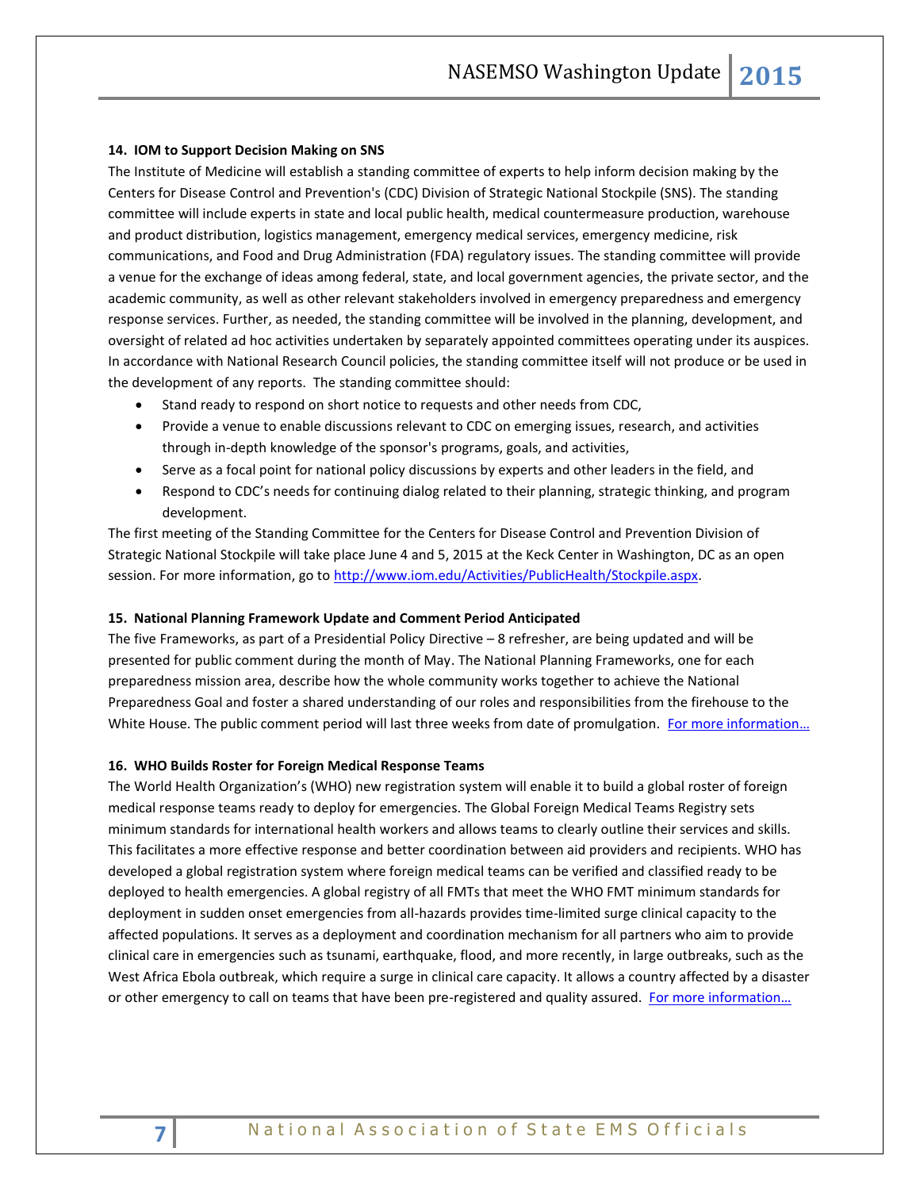**14. IOM to Support Decision Making on SNS**

The Institute of Medicine will establish a standing committee of experts to help inform decision making by the Centers for Disease Control and Prevention's (CDC) Division of Strategic National Stockpile (SNS). The standing committee will include experts in state and local public health, medical countermeasure production, warehouse and product distribution, logistics management, emergency medical services, emergency medicine, risk communications, and Food and Drug Administration (FDA) regulatory issues. The standing committee will provide a venue for the exchange of ideas among federal, state, and local government agencies, the private sector, and the academic community, as well as other relevant stakeholders involved in emergency preparedness and emergency response services. Further, as needed, the standing committee will be involved in the planning, development, and oversight of related ad hoc activities undertaken by separately appointed committees operating under its auspices. In accordance with National Research Council policies, the standing committee itself will not produce or be used in the development of any reports. The standing committee should:

- Stand ready to respond on short notice to requests and other needs from CDC,
- Provide a venue to enable discussions relevant to CDC on emerging issues, research, and activities through in-depth knowledge of the sponsor's programs, goals, and activities,
- Serve as a focal point for national policy discussions by experts and other leaders in the field, and
- Respond to CDC's needs for continuing dialog related to their planning, strategic thinking, and program development.

The first meeting of the Standing Committee for the Centers for Disease Control and Prevention Division of Strategic National Stockpile will take place June 4 and 5, 2015 at the Keck Center in Washington, DC as an open session. For more information, go to http://www.iom.edu/Activities/PublicHealth/Stockpile.aspx.

**15. National Planning Framework Update and Comment Period Anticipated**

The five Frameworks, as part of a Presidential Policy Directive – 8 refresher, are being updated and will be presented for public comment during the month of May. The National Planning Frameworks, one for each preparedness mission area, describe how the whole community works together to achieve the National Preparedness Goal and foster a shared understanding of our roles and responsibilities from the firehouse to the White House. The public comment period will last three weeks from date of promulgation. For more information…

**16. WHO Builds Roster for Foreign Medical Response Teams**

The World Health Organization's (WHO) new registration system will enable it to build a global roster of foreign medical response teams ready to deploy for emergencies. The Global Foreign Medical Teams Registry sets minimum standards for international health workers and allows teams to clearly outline their services and skills. This facilitates a more effective response and better coordination between aid providers and recipients. WHO has developed a global registration system where foreign medical teams can be verified and classified ready to be deployed to health emergencies. A global registry of all FMTs that meet the WHO FMT minimum standards for deployment in sudden onset emergencies from all-hazards provides time-limited surge clinical capacity to the affected populations. It serves as a deployment and coordination mechanism for all partners who aim to provide clinical care in emergencies such as tsunami, earthquake, flood, and more recently, in large outbreaks, such as the West Africa Ebola outbreak, which require a surge in clinical care capacity. It allows a country affected by a disaster or other emergency to call on teams that have been pre-registered and quality assured. For more information…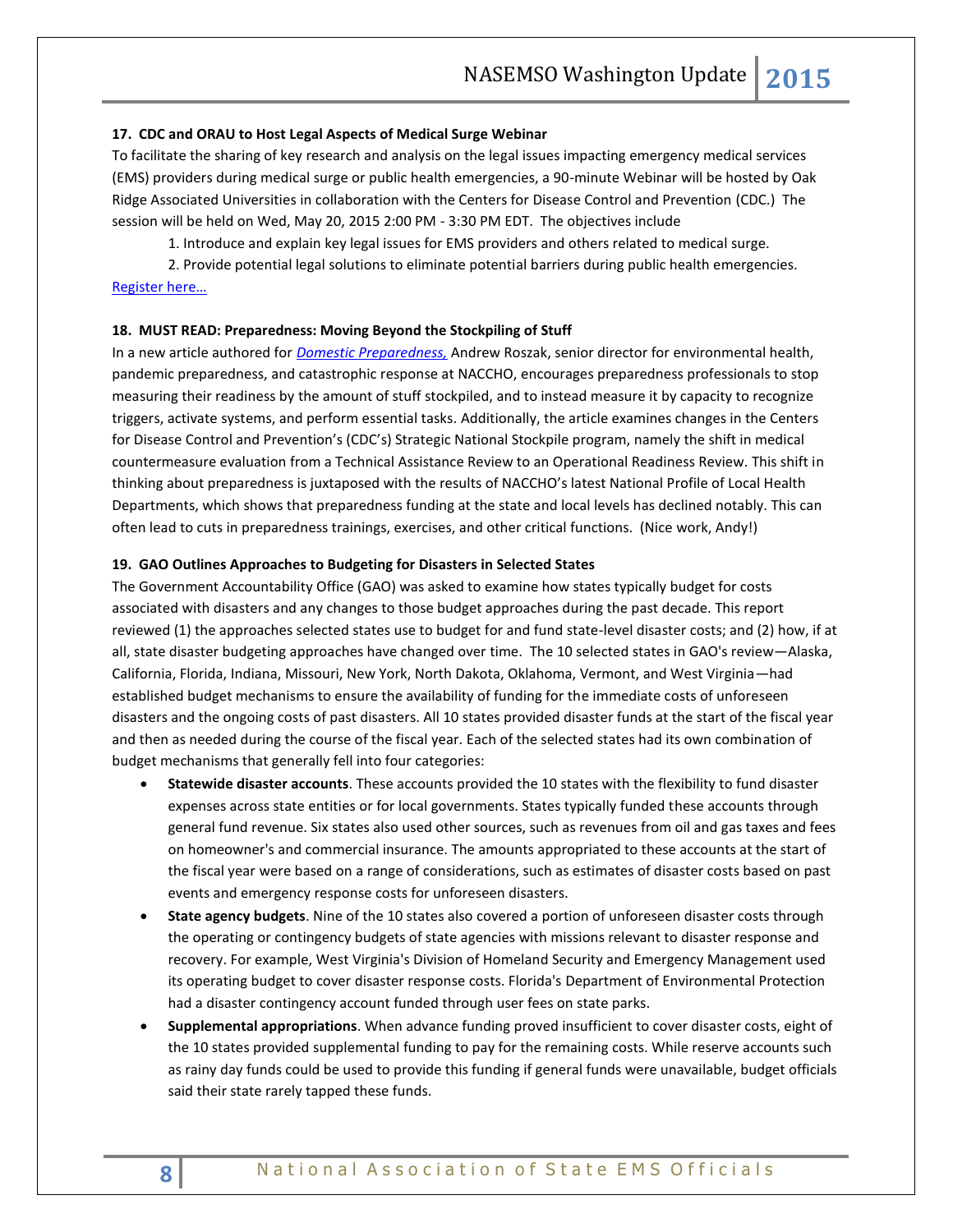### 17. CDC and ORAU to Host Legal Aspects of Medical Surge Webinar

To facilitate the sharing of key research and analysis on the legal issues impacting emergency medical services (EMS) providers during medical surge or public health emergencies, a 90-minute Webinar will be hosted by Oak Ridge Associated Universities in collaboration with the Centers for Disease Control and Prevention (CDC.) The session will be held on Wed, May 20, 2015 2:00 PM - 3:30 PM EDT. The objectives include

1. Introduce and explain key legal issues for EMS providers and others related to medical surge.
2. Provide potential legal solutions to eliminate potential barriers during public health emergencies.

Register here…

### 18. MUST READ: Preparedness: Moving Beyond the Stockpiling of Stuff

In a new article authored for *Domestic Preparedness,* Andrew Roszak, senior director for environmental health, pandemic preparedness, and catastrophic response at NACCHO, encourages preparedness professionals to stop measuring their readiness by the amount of stuff stockpiled, and to instead measure it by capacity to recognize triggers, activate systems, and perform essential tasks. Additionally, the article examines changes in the Centers for Disease Control and Prevention's (CDC's) Strategic National Stockpile program, namely the shift in medical countermeasure evaluation from a Technical Assistance Review to an Operational Readiness Review. This shift in thinking about preparedness is juxtaposed with the results of NACCHO's latest National Profile of Local Health Departments, which shows that preparedness funding at the state and local levels has declined notably. This can often lead to cuts in preparedness trainings, exercises, and other critical functions. (Nice work, Andy!)

### 19. GAO Outlines Approaches to Budgeting for Disasters in Selected States

The Government Accountability Office (GAO) was asked to examine how states typically budget for costs associated with disasters and any changes to those budget approaches during the past decade. This report reviewed (1) the approaches selected states use to budget for and fund state-level disaster costs; and (2) how, if at all, state disaster budgeting approaches have changed over time. The 10 selected states in GAO's review—Alaska, California, Florida, Indiana, Missouri, New York, North Dakota, Oklahoma, Vermont, and West Virginia—had established budget mechanisms to ensure the availability of funding for the immediate costs of unforeseen disasters and the ongoing costs of past disasters. All 10 states provided disaster funds at the start of the fiscal year and then as needed during the course of the fiscal year. Each of the selected states had its own combination of budget mechanisms that generally fell into four categories:

- **Statewide disaster accounts**. These accounts provided the 10 states with the flexibility to fund disaster expenses across state entities or for local governments. States typically funded these accounts through general fund revenue. Six states also used other sources, such as revenues from oil and gas taxes and fees on homeowner's and commercial insurance. The amounts appropriated to these accounts at the start of the fiscal year were based on a range of considerations, such as estimates of disaster costs based on past events and emergency response costs for unforeseen disasters.
- **State agency budgets**. Nine of the 10 states also covered a portion of unforeseen disaster costs through the operating or contingency budgets of state agencies with missions relevant to disaster response and recovery. For example, West Virginia's Division of Homeland Security and Emergency Management used its operating budget to cover disaster response costs. Florida's Department of Environmental Protection had a disaster contingency account funded through user fees on state parks.
- **Supplemental appropriations**. When advance funding proved insufficient to cover disaster costs, eight of the 10 states provided supplemental funding to pay for the remaining costs. While reserve accounts such as rainy day funds could be used to provide this funding if general funds were unavailable, budget officials said their state rarely tapped these funds.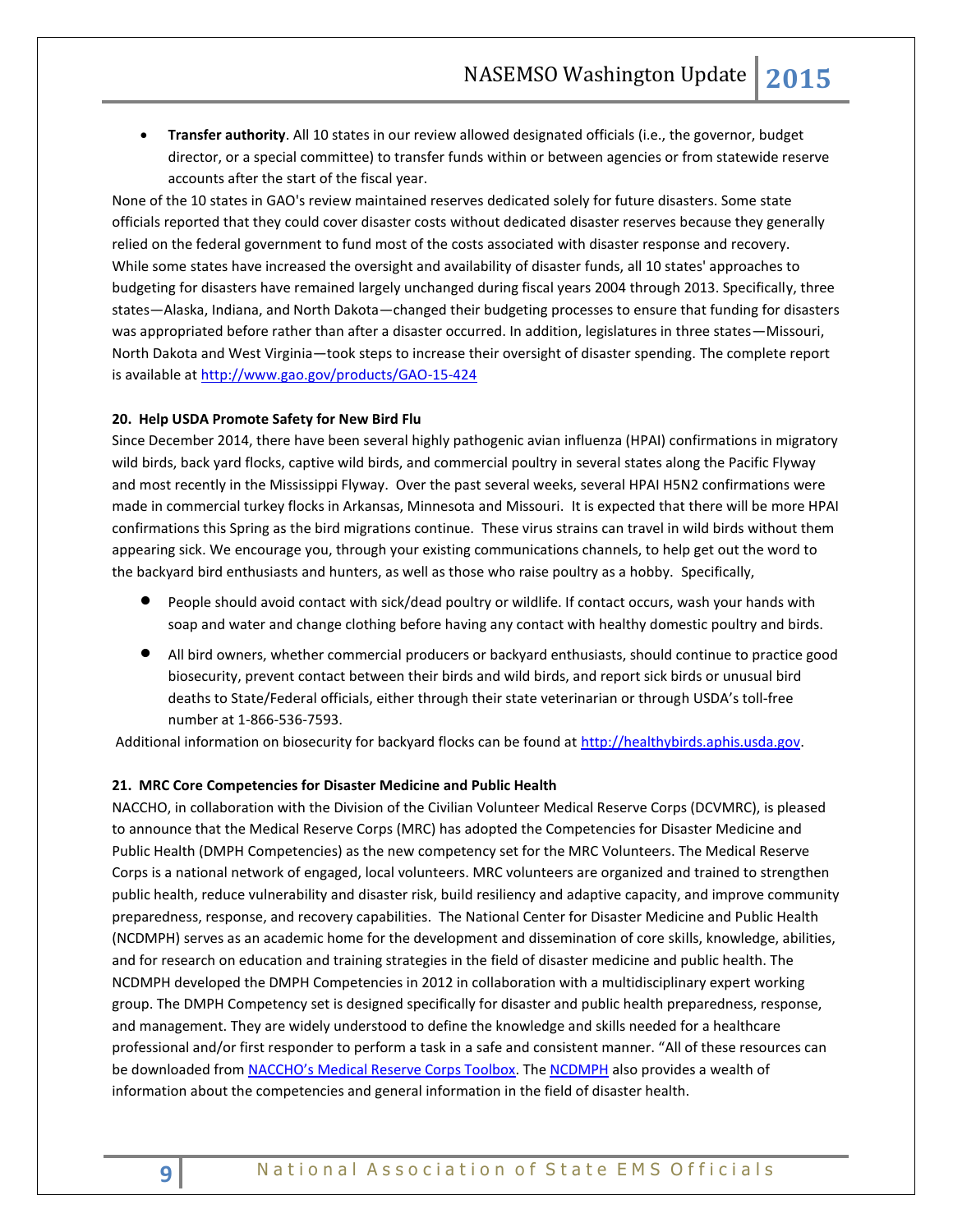- **Transfer authority**. All 10 states in our review allowed designated officials (i.e., the governor, budget director, or a special committee) to transfer funds within or between agencies or from statewide reserve accounts after the start of the fiscal year.

None of the 10 states in GAO's review maintained reserves dedicated solely for future disasters. Some state officials reported that they could cover disaster costs without dedicated disaster reserves because they generally relied on the federal government to fund most of the costs associated with disaster response and recovery. While some states have increased the oversight and availability of disaster funds, all 10 states' approaches to budgeting for disasters have remained largely unchanged during fiscal years 2004 through 2013. Specifically, three states—Alaska, Indiana, and North Dakota—changed their budgeting processes to ensure that funding for disasters was appropriated before rather than after a disaster occurred. In addition, legislatures in three states—Missouri, North Dakota and West Virginia—took steps to increase their oversight of disaster spending. The complete report is available at http://www.gao.gov/products/GAO-15-424

**20. Help USDA Promote Safety for New Bird Flu**

Since December 2014, there have been several highly pathogenic avian influenza (HPAI) confirmations in migratory wild birds, back yard flocks, captive wild birds, and commercial poultry in several states along the Pacific Flyway and most recently in the Mississippi Flyway. Over the past several weeks, several HPAI H5N2 confirmations were made in commercial turkey flocks in Arkansas, Minnesota and Missouri. It is expected that there will be more HPAI confirmations this Spring as the bird migrations continue. These virus strains can travel in wild birds without them appearing sick. We encourage you, through your existing communications channels, to help get out the word to the backyard bird enthusiasts and hunters, as well as those who raise poultry as a hobby. Specifically,

- People should avoid contact with sick/dead poultry or wildlife. If contact occurs, wash your hands with soap and water and change clothing before having any contact with healthy domestic poultry and birds.
- All bird owners, whether commercial producers or backyard enthusiasts, should continue to practice good biosecurity, prevent contact between their birds and wild birds, and report sick birds or unusual bird deaths to State/Federal officials, either through their state veterinarian or through USDA's toll-free number at 1-866-536-7593.

Additional information on biosecurity for backyard flocks can be found at http://healthybirds.aphis.usda.gov.

**21. MRC Core Competencies for Disaster Medicine and Public Health**

NACCHO, in collaboration with the Division of the Civilian Volunteer Medical Reserve Corps (DCVMRC), is pleased to announce that the Medical Reserve Corps (MRC) has adopted the Competencies for Disaster Medicine and Public Health (DMPH Competencies) as the new competency set for the MRC Volunteers. The Medical Reserve Corps is a national network of engaged, local volunteers. MRC volunteers are organized and trained to strengthen public health, reduce vulnerability and disaster risk, build resiliency and adaptive capacity, and improve community preparedness, response, and recovery capabilities. The National Center for Disaster Medicine and Public Health (NCDMPH) serves as an academic home for the development and dissemination of core skills, knowledge, abilities, and for research on education and training strategies in the field of disaster medicine and public health. The NCDMPH developed the DMPH Competencies in 2012 in collaboration with a multidisciplinary expert working group. The DMPH Competency set is designed specifically for disaster and public health preparedness, response, and management. They are widely understood to define the knowledge and skills needed for a healthcare professional and/or first responder to perform a task in a safe and consistent manner. "All of these resources can be downloaded from NACCHO's Medical Reserve Corps Toolbox. The NCDMPH also provides a wealth of information about the competencies and general information in the field of disaster health.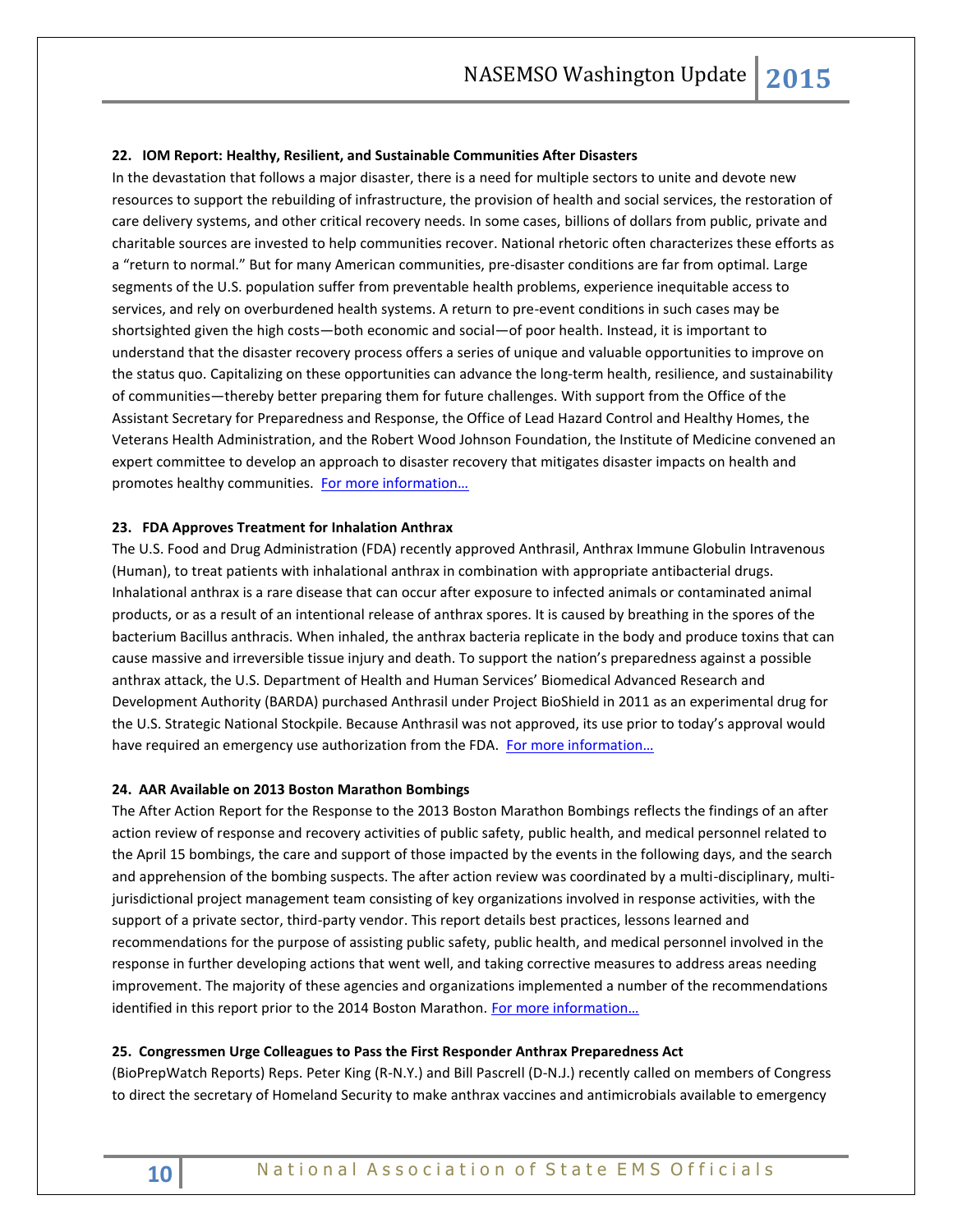### 22. IOM Report: Healthy, Resilient, and Sustainable Communities After Disasters

In the devastation that follows a major disaster, there is a need for multiple sectors to unite and devote new resources to support the rebuilding of infrastructure, the provision of health and social services, the restoration of care delivery systems, and other critical recovery needs. In some cases, billions of dollars from public, private and charitable sources are invested to help communities recover. National rhetoric often characterizes these efforts as a "return to normal." But for many American communities, pre-disaster conditions are far from optimal. Large segments of the U.S. population suffer from preventable health problems, experience inequitable access to services, and rely on overburdened health systems. A return to pre-event conditions in such cases may be shortsighted given the high costs—both economic and social—of poor health. Instead, it is important to understand that the disaster recovery process offers a series of unique and valuable opportunities to improve on the status quo. Capitalizing on these opportunities can advance the long-term health, resilience, and sustainability of communities—thereby better preparing them for future challenges. With support from the Office of the Assistant Secretary for Preparedness and Response, the Office of Lead Hazard Control and Healthy Homes, the Veterans Health Administration, and the Robert Wood Johnson Foundation, the Institute of Medicine convened an expert committee to develop an approach to disaster recovery that mitigates disaster impacts on health and promotes healthy communities. For more information…

### 23. FDA Approves Treatment for Inhalation Anthrax

The U.S. Food and Drug Administration (FDA) recently approved Anthrasil, Anthrax Immune Globulin Intravenous (Human), to treat patients with inhalational anthrax in combination with appropriate antibacterial drugs. Inhalational anthrax is a rare disease that can occur after exposure to infected animals or contaminated animal products, or as a result of an intentional release of anthrax spores. It is caused by breathing in the spores of the bacterium Bacillus anthracis. When inhaled, the anthrax bacteria replicate in the body and produce toxins that can cause massive and irreversible tissue injury and death. To support the nation's preparedness against a possible anthrax attack, the U.S. Department of Health and Human Services' Biomedical Advanced Research and Development Authority (BARDA) purchased Anthrasil under Project BioShield in 2011 as an experimental drug for the U.S. Strategic National Stockpile. Because Anthrasil was not approved, its use prior to today's approval would have required an emergency use authorization from the FDA. For more information…

### 24. AAR Available on 2013 Boston Marathon Bombings

The After Action Report for the Response to the 2013 Boston Marathon Bombings reflects the findings of an after action review of response and recovery activities of public safety, public health, and medical personnel related to the April 15 bombings, the care and support of those impacted by the events in the following days, and the search and apprehension of the bombing suspects. The after action review was coordinated by a multi-disciplinary, multi-jurisdictional project management team consisting of key organizations involved in response activities, with the support of a private sector, third-party vendor. This report details best practices, lessons learned and recommendations for the purpose of assisting public safety, public health, and medical personnel involved in the response in further developing actions that went well, and taking corrective measures to address areas needing improvement. The majority of these agencies and organizations implemented a number of the recommendations identified in this report prior to the 2014 Boston Marathon. For more information…

### 25. Congressmen Urge Colleagues to Pass the First Responder Anthrax Preparedness Act

(BioPrepWatch Reports) Reps. Peter King (R-N.Y.) and Bill Pascrell (D-N.J.) recently called on members of Congress to direct the secretary of Homeland Security to make anthrax vaccines and antimicrobials available to emergency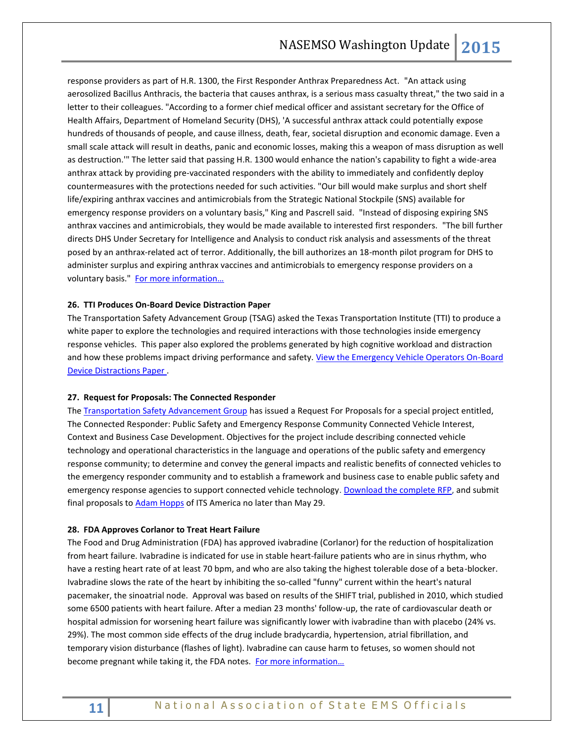response providers as part of H.R. 1300, the First Responder Anthrax Preparedness Act. "An attack using aerosolized Bacillus Anthracis, the bacteria that causes anthrax, is a serious mass casualty threat," the two said in a letter to their colleagues. "According to a former chief medical officer and assistant secretary for the Office of Health Affairs, Department of Homeland Security (DHS), 'A successful anthrax attack could potentially expose hundreds of thousands of people, and cause illness, death, fear, societal disruption and economic damage. Even a small scale attack will result in deaths, panic and economic losses, making this a weapon of mass disruption as well as destruction.'" The letter said that passing H.R. 1300 would enhance the nation's capability to fight a wide-area anthrax attack by providing pre-vaccinated responders with the ability to immediately and confidently deploy countermeasures with the protections needed for such activities. "Our bill would make surplus and short shelf life/expiring anthrax vaccines and antimicrobials from the Strategic National Stockpile (SNS) available for emergency response providers on a voluntary basis," King and Pascrell said. "Instead of disposing expiring SNS anthrax vaccines and antimicrobials, they would be made available to interested first responders. "The bill further directs DHS Under Secretary for Intelligence and Analysis to conduct risk analysis and assessments of the threat posed by an anthrax-related act of terror. Additionally, the bill authorizes an 18-month pilot program for DHS to administer surplus and expiring anthrax vaccines and antimicrobials to emergency response providers on a voluntary basis." For more information…

**26. TTI Produces On-Board Device Distraction Paper**

The Transportation Safety Advancement Group (TSAG) asked the Texas Transportation Institute (TTI) to produce a white paper to explore the technologies and required interactions with those technologies inside emergency response vehicles. This paper also explored the problems generated by high cognitive workload and distraction and how these problems impact driving performance and safety. View the Emergency Vehicle Operators On-Board Device Distractions Paper .

**27. Request for Proposals: The Connected Responder**

The Transportation Safety Advancement Group has issued a Request For Proposals for a special project entitled, The Connected Responder: Public Safety and Emergency Response Community Connected Vehicle Interest, Context and Business Case Development. Objectives for the project include describing connected vehicle technology and operational characteristics in the language and operations of the public safety and emergency response community; to determine and convey the general impacts and realistic benefits of connected vehicles to the emergency responder community and to establish a framework and business case to enable public safety and emergency response agencies to support connected vehicle technology. Download the complete RFP, and submit final proposals to Adam Hopps of ITS America no later than May 29.

**28. FDA Approves Corlanor to Treat Heart Failure**

The Food and Drug Administration (FDA) has approved ivabradine (Corlanor) for the reduction of hospitalization from heart failure. Ivabradine is indicated for use in stable heart-failure patients who are in sinus rhythm, who have a resting heart rate of at least 70 bpm, and who are also taking the highest tolerable dose of a beta-blocker. Ivabradine slows the rate of the heart by inhibiting the so-called "funny" current within the heart's natural pacemaker, the sinoatrial node. Approval was based on results of the SHIFT trial, published in 2010, which studied some 6500 patients with heart failure. After a median 23 months' follow-up, the rate of cardiovascular death or hospital admission for worsening heart failure was significantly lower with ivabradine than with placebo (24% vs. 29%). The most common side effects of the drug include bradycardia, hypertension, atrial fibrillation, and temporary vision disturbance (flashes of light). Ivabradine can cause harm to fetuses, so women should not become pregnant while taking it, the FDA notes. For more information…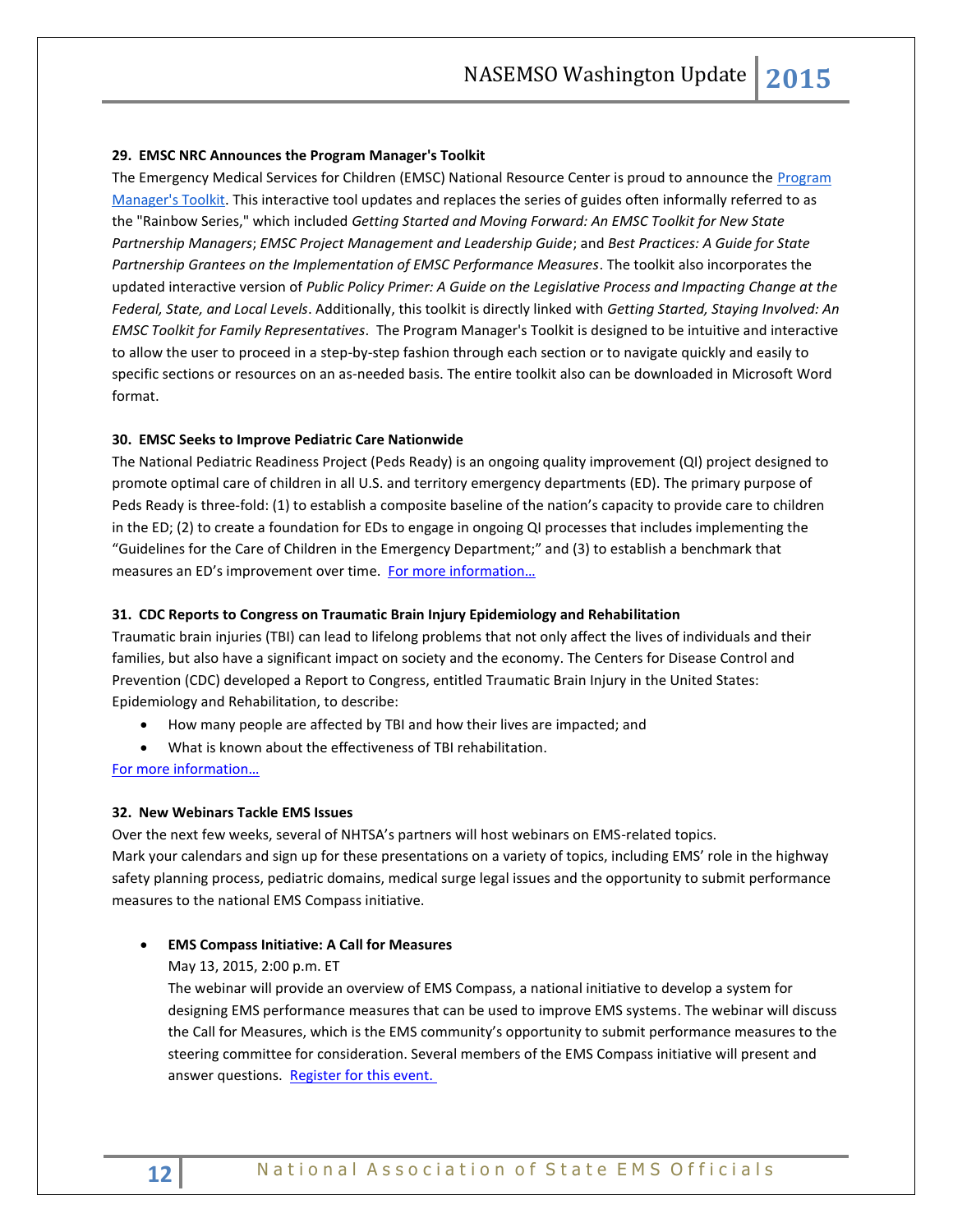**29. EMSC NRC Announces the Program Manager's Toolkit**

The Emergency Medical Services for Children (EMSC) National Resource Center is proud to announce the [Program Manager's Toolkit](). This interactive tool updates and replaces the series of guides often informally referred to as the "Rainbow Series," which included *Getting Started and Moving Forward: An EMSC Toolkit for New State Partnership Managers*; *EMSC Project Management and Leadership Guide*; and *Best Practices: A Guide for State Partnership Grantees on the Implementation of EMSC Performance Measures*. The toolkit also incorporates the updated interactive version of *Public Policy Primer: A Guide on the Legislative Process and Impacting Change at the Federal, State, and Local Levels*. Additionally, this toolkit is directly linked with *Getting Started, Staying Involved: An EMSC Toolkit for Family Representatives*. The Program Manager's Toolkit is designed to be intuitive and interactive to allow the user to proceed in a step-by-step fashion through each section or to navigate quickly and easily to specific sections or resources on an as-needed basis. The entire toolkit also can be downloaded in Microsoft Word format.

**30. EMSC Seeks to Improve Pediatric Care Nationwide**

The National Pediatric Readiness Project (Peds Ready) is an ongoing quality improvement (QI) project designed to promote optimal care of children in all U.S. and territory emergency departments (ED). The primary purpose of Peds Ready is three-fold: (1) to establish a composite baseline of the nation's capacity to provide care to children in the ED; (2) to create a foundation for EDs to engage in ongoing QI processes that includes implementing the "Guidelines for the Care of Children in the Emergency Department;" and (3) to establish a benchmark that measures an ED's improvement over time. [For more information…]()

**31. CDC Reports to Congress on Traumatic Brain Injury Epidemiology and Rehabilitation**

Traumatic brain injuries (TBI) can lead to lifelong problems that not only affect the lives of individuals and their families, but also have a significant impact on society and the economy. The Centers for Disease Control and Prevention (CDC) developed a Report to Congress, entitled Traumatic Brain Injury in the United States: Epidemiology and Rehabilitation, to describe:

- How many people are affected by TBI and how their lives are impacted; and
- What is known about the effectiveness of TBI rehabilitation.

[For more information…]()

**32. New Webinars Tackle EMS Issues**

Over the next few weeks, several of NHTSA's partners will host webinars on EMS-related topics.
Mark your calendars and sign up for these presentations on a variety of topics, including EMS' role in the highway safety planning process, pediatric domains, medical surge legal issues and the opportunity to submit performance measures to the national EMS Compass initiative.

- **EMS Compass Initiative: A Call for Measures**
  May 13, 2015, 2:00 p.m. ET
  The webinar will provide an overview of EMS Compass, a national initiative to develop a system for designing EMS performance measures that can be used to improve EMS systems. The webinar will discuss the Call for Measures, which is the EMS community's opportunity to submit performance measures to the steering committee for consideration. Several members of the EMS Compass initiative will present and answer questions. [Register for this event.]()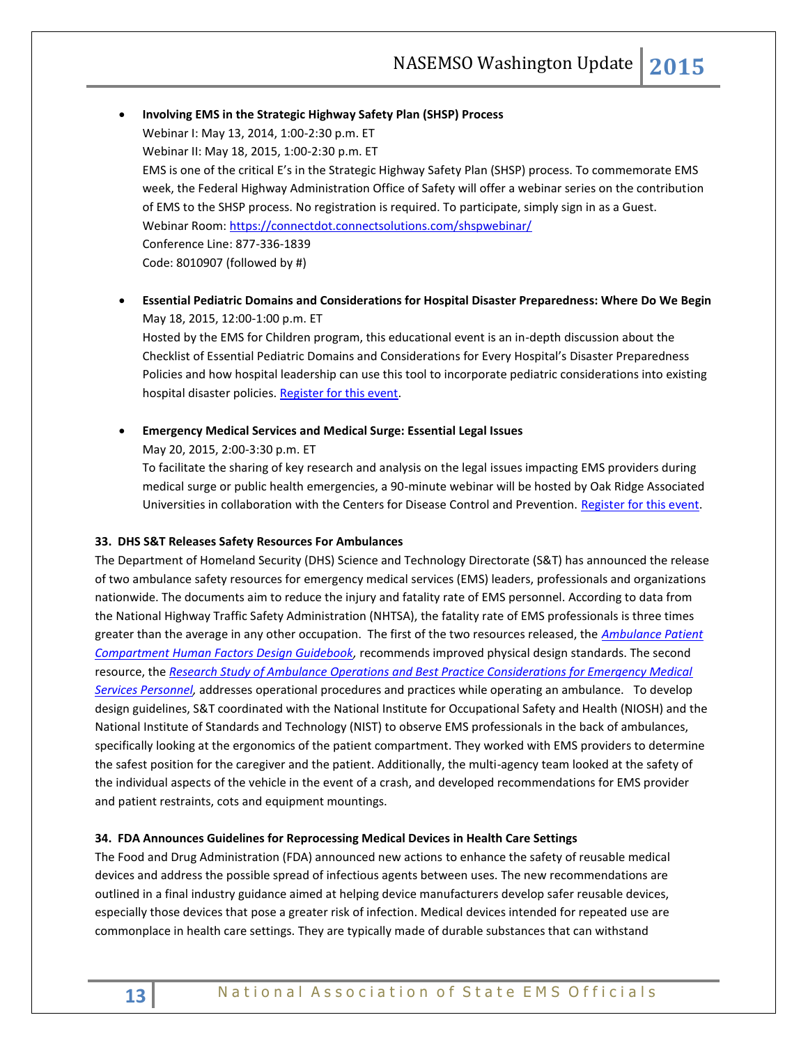- **Involving EMS in the Strategic Highway Safety Plan (SHSP) Process**
  Webinar I: May 13, 2014, 1:00-2:30 p.m. ET
  Webinar II: May 18, 2015, 1:00-2:30 p.m. ET
  EMS is one of the critical E's in the Strategic Highway Safety Plan (SHSP) process. To commemorate EMS week, the Federal Highway Administration Office of Safety will offer a webinar series on the contribution of EMS to the SHSP process. No registration is required. To participate, simply sign in as a Guest.
  Webinar Room: https://connectdot.connectsolutions.com/shspwebinar/
  Conference Line: 877-336-1839
  Code: 8010907 (followed by #)

- **Essential Pediatric Domains and Considerations for Hospital Disaster Preparedness: Where Do We Begin**
  May 18, 2015, 12:00-1:00 p.m. ET
  Hosted by the EMS for Children program, this educational event is an in-depth discussion about the Checklist of Essential Pediatric Domains and Considerations for Every Hospital's Disaster Preparedness Policies and how hospital leadership can use this tool to incorporate pediatric considerations into existing hospital disaster policies. Register for this event.

- **Emergency Medical Services and Medical Surge: Essential Legal Issues**
  May 20, 2015, 2:00-3:30 p.m. ET
  To facilitate the sharing of key research and analysis on the legal issues impacting EMS providers during medical surge or public health emergencies, a 90-minute webinar will be hosted by Oak Ridge Associated Universities in collaboration with the Centers for Disease Control and Prevention. Register for this event.

**33. DHS S&T Releases Safety Resources For Ambulances**

The Department of Homeland Security (DHS) Science and Technology Directorate (S&T) has announced the release of two ambulance safety resources for emergency medical services (EMS) leaders, professionals and organizations nationwide. The documents aim to reduce the injury and fatality rate of EMS personnel. According to data from the National Highway Traffic Safety Administration (NHTSA), the fatality rate of EMS professionals is three times greater than the average in any other occupation. The first of the two resources released, the *Ambulance Patient Compartment Human Factors Design Guidebook,* recommends improved physical design standards. The second resource, the *Research Study of Ambulance Operations and Best Practice Considerations for Emergency Medical Services Personnel,* addresses operational procedures and practices while operating an ambulance. To develop design guidelines, S&T coordinated with the National Institute for Occupational Safety and Health (NIOSH) and the National Institute of Standards and Technology (NIST) to observe EMS professionals in the back of ambulances, specifically looking at the ergonomics of the patient compartment. They worked with EMS providers to determine the safest position for the caregiver and the patient. Additionally, the multi-agency team looked at the safety of the individual aspects of the vehicle in the event of a crash, and developed recommendations for EMS provider and patient restraints, cots and equipment mountings.

**34. FDA Announces Guidelines for Reprocessing Medical Devices in Health Care Settings**

The Food and Drug Administration (FDA) announced new actions to enhance the safety of reusable medical devices and address the possible spread of infectious agents between uses. The new recommendations are outlined in a final industry guidance aimed at helping device manufacturers develop safer reusable devices, especially those devices that pose a greater risk of infection. Medical devices intended for repeated use are commonplace in health care settings. They are typically made of durable substances that can withstand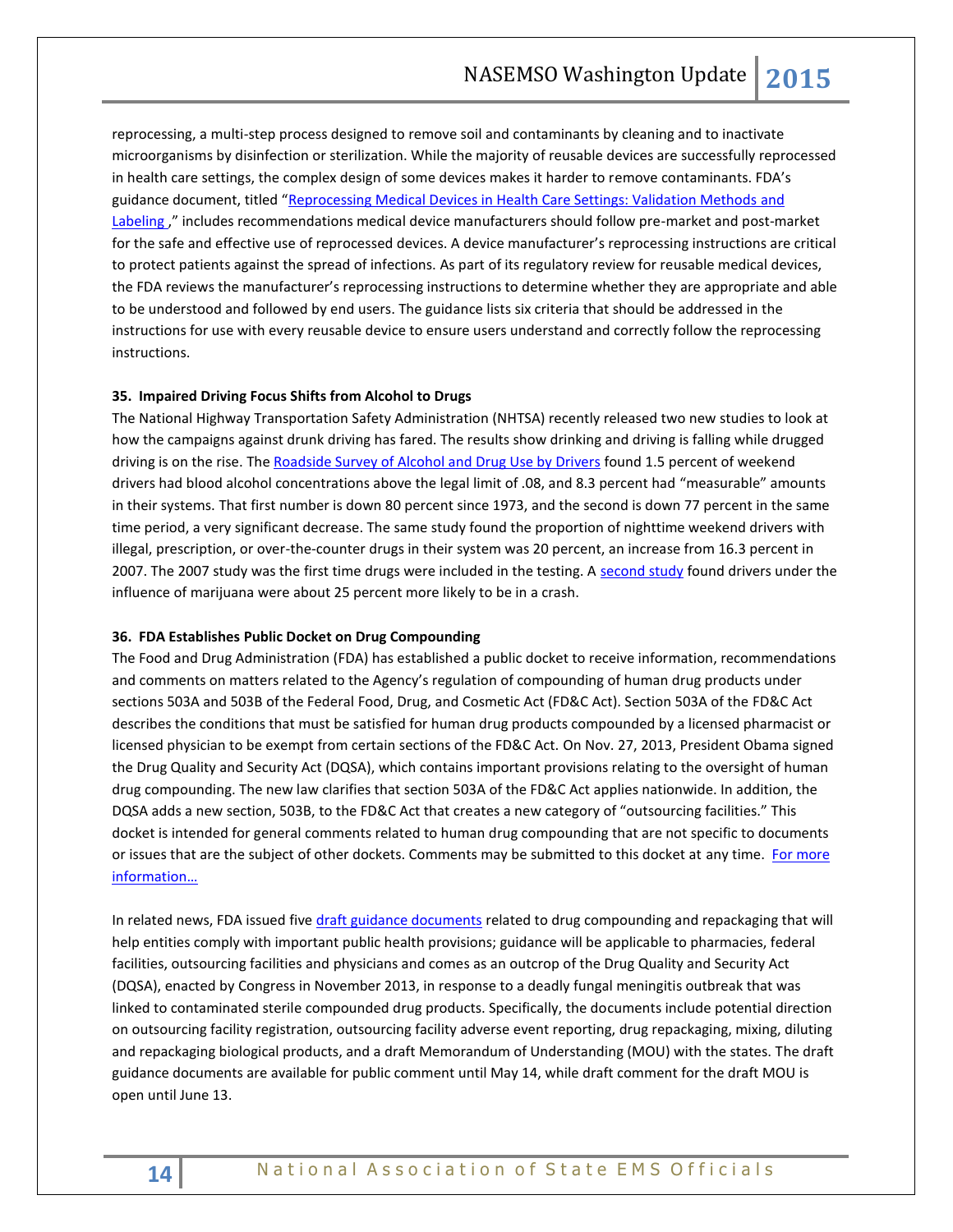reprocessing, a multi-step process designed to remove soil and contaminants by cleaning and to inactivate microorganisms by disinfection or sterilization. While the majority of reusable devices are successfully reprocessed in health care settings, the complex design of some devices makes it harder to remove contaminants. FDA's guidance document, titled "Reprocessing Medical Devices in Health Care Settings: Validation Methods and Labeling ," includes recommendations medical device manufacturers should follow pre-market and post-market for the safe and effective use of reprocessed devices. A device manufacturer's reprocessing instructions are critical to protect patients against the spread of infections. As part of its regulatory review for reusable medical devices, the FDA reviews the manufacturer's reprocessing instructions to determine whether they are appropriate and able to be understood and followed by end users. The guidance lists six criteria that should be addressed in the instructions for use with every reusable device to ensure users understand and correctly follow the reprocessing instructions.

**35. Impaired Driving Focus Shifts from Alcohol to Drugs**

The National Highway Transportation Safety Administration (NHTSA) recently released two new studies to look at how the campaigns against drunk driving has fared. The results show drinking and driving is falling while drugged driving is on the rise. The Roadside Survey of Alcohol and Drug Use by Drivers found 1.5 percent of weekend drivers had blood alcohol concentrations above the legal limit of .08, and 8.3 percent had "measurable" amounts in their systems. That first number is down 80 percent since 1973, and the second is down 77 percent in the same time period, a very significant decrease. The same study found the proportion of nighttime weekend drivers with illegal, prescription, or over-the-counter drugs in their system was 20 percent, an increase from 16.3 percent in 2007. The 2007 study was the first time drugs were included in the testing. A second study found drivers under the influence of marijuana were about 25 percent more likely to be in a crash.

**36. FDA Establishes Public Docket on Drug Compounding**

The Food and Drug Administration (FDA) has established a public docket to receive information, recommendations and comments on matters related to the Agency's regulation of compounding of human drug products under sections 503A and 503B of the Federal Food, Drug, and Cosmetic Act (FD&C Act). Section 503A of the FD&C Act describes the conditions that must be satisfied for human drug products compounded by a licensed pharmacist or licensed physician to be exempt from certain sections of the FD&C Act. On Nov. 27, 2013, President Obama signed the Drug Quality and Security Act (DQSA), which contains important provisions relating to the oversight of human drug compounding. The new law clarifies that section 503A of the FD&C Act applies nationwide. In addition, the DQSA adds a new section, 503B, to the FD&C Act that creates a new category of "outsourcing facilities." This docket is intended for general comments related to human drug compounding that are not specific to documents or issues that are the subject of other dockets. Comments may be submitted to this docket at any time. For more information…

In related news, FDA issued five draft guidance documents related to drug compounding and repackaging that will help entities comply with important public health provisions; guidance will be applicable to pharmacies, federal facilities, outsourcing facilities and physicians and comes as an outcrop of the Drug Quality and Security Act (DQSA), enacted by Congress in November 2013, in response to a deadly fungal meningitis outbreak that was linked to contaminated sterile compounded drug products. Specifically, the documents include potential direction on outsourcing facility registration, outsourcing facility adverse event reporting, drug repackaging, mixing, diluting and repackaging biological products, and a draft Memorandum of Understanding (MOU) with the states. The draft guidance documents are available for public comment until May 14, while draft comment for the draft MOU is open until June 13.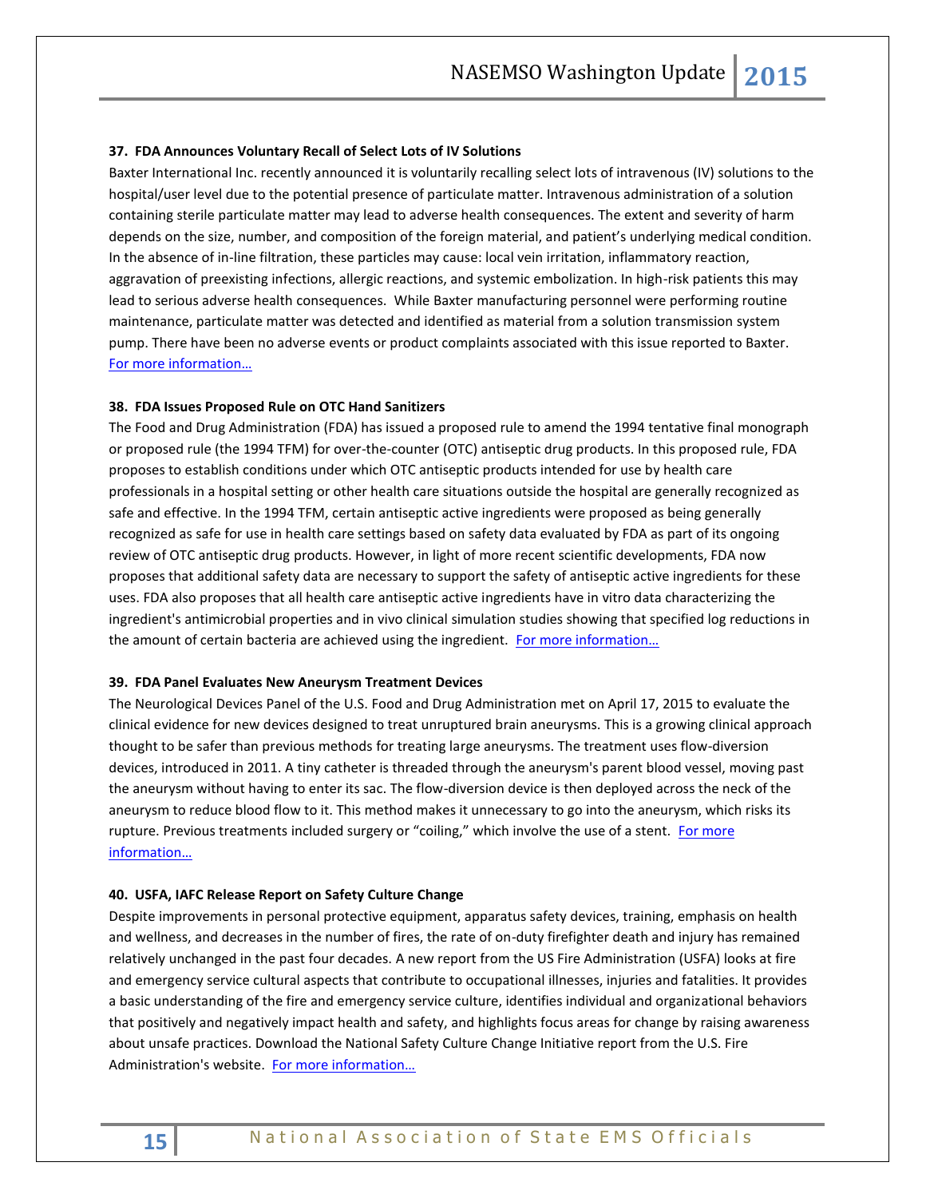**37. FDA Announces Voluntary Recall of Select Lots of IV Solutions**

Baxter International Inc. recently announced it is voluntarily recalling select lots of intravenous (IV) solutions to the hospital/user level due to the potential presence of particulate matter. Intravenous administration of a solution containing sterile particulate matter may lead to adverse health consequences. The extent and severity of harm depends on the size, number, and composition of the foreign material, and patient's underlying medical condition. In the absence of in-line filtration, these particles may cause: local vein irritation, inflammatory reaction, aggravation of preexisting infections, allergic reactions, and systemic embolization. In high-risk patients this may lead to serious adverse health consequences. While Baxter manufacturing personnel were performing routine maintenance, particulate matter was detected and identified as material from a solution transmission system pump. There have been no adverse events or product complaints associated with this issue reported to Baxter. For more information…

**38. FDA Issues Proposed Rule on OTC Hand Sanitizers**

The Food and Drug Administration (FDA) has issued a proposed rule to amend the 1994 tentative final monograph or proposed rule (the 1994 TFM) for over-the-counter (OTC) antiseptic drug products. In this proposed rule, FDA proposes to establish conditions under which OTC antiseptic products intended for use by health care professionals in a hospital setting or other health care situations outside the hospital are generally recognized as safe and effective. In the 1994 TFM, certain antiseptic active ingredients were proposed as being generally recognized as safe for use in health care settings based on safety data evaluated by FDA as part of its ongoing review of OTC antiseptic drug products. However, in light of more recent scientific developments, FDA now proposes that additional safety data are necessary to support the safety of antiseptic active ingredients for these uses. FDA also proposes that all health care antiseptic active ingredients have in vitro data characterizing the ingredient's antimicrobial properties and in vivo clinical simulation studies showing that specified log reductions in the amount of certain bacteria are achieved using the ingredient. For more information…

**39. FDA Panel Evaluates New Aneurysm Treatment Devices**

The Neurological Devices Panel of the U.S. Food and Drug Administration met on April 17, 2015 to evaluate the clinical evidence for new devices designed to treat unruptured brain aneurysms. This is a growing clinical approach thought to be safer than previous methods for treating large aneurysms. The treatment uses flow-diversion devices, introduced in 2011. A tiny catheter is threaded through the aneurysm's parent blood vessel, moving past the aneurysm without having to enter its sac. The flow-diversion device is then deployed across the neck of the aneurysm to reduce blood flow to it. This method makes it unnecessary to go into the aneurysm, which risks its rupture. Previous treatments included surgery or "coiling," which involve the use of a stent. For more information…

**40. USFA, IAFC Release Report on Safety Culture Change**

Despite improvements in personal protective equipment, apparatus safety devices, training, emphasis on health and wellness, and decreases in the number of fires, the rate of on-duty firefighter death and injury has remained relatively unchanged in the past four decades. A new report from the US Fire Administration (USFA) looks at fire and emergency service cultural aspects that contribute to occupational illnesses, injuries and fatalities. It provides a basic understanding of the fire and emergency service culture, identifies individual and organizational behaviors that positively and negatively impact health and safety, and highlights focus areas for change by raising awareness about unsafe practices. Download the National Safety Culture Change Initiative report from the U.S. Fire Administration's website. For more information…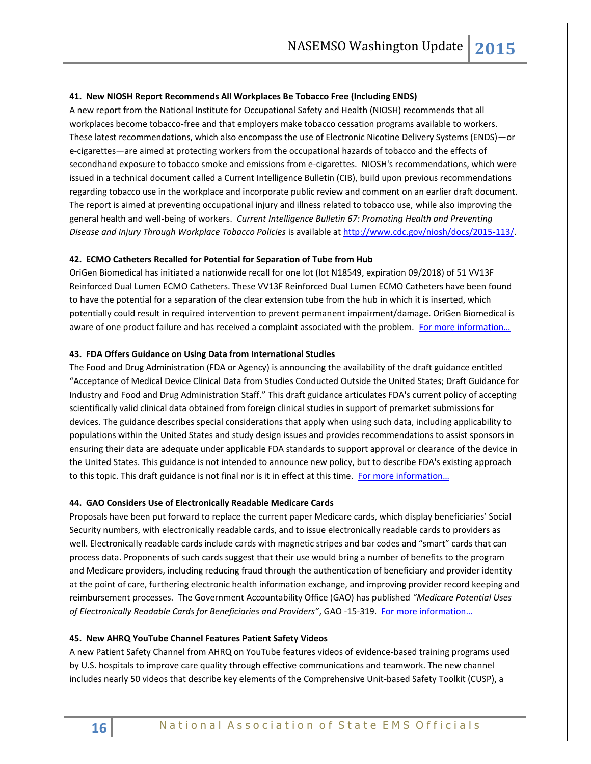**41. New NIOSH Report Recommends All Workplaces Be Tobacco Free (Including ENDS)**

A new report from the National Institute for Occupational Safety and Health (NIOSH) recommends that all workplaces become tobacco-free and that employers make tobacco cessation programs available to workers. These latest recommendations, which also encompass the use of Electronic Nicotine Delivery Systems (ENDS)—or e-cigarettes—are aimed at protecting workers from the occupational hazards of tobacco and the effects of secondhand exposure to tobacco smoke and emissions from e-cigarettes. NIOSH's recommendations, which were issued in a technical document called a Current Intelligence Bulletin (CIB), build upon previous recommendations regarding tobacco use in the workplace and incorporate public review and comment on an earlier draft document. The report is aimed at preventing occupational injury and illness related to tobacco use, while also improving the general health and well-being of workers. *Current Intelligence Bulletin 67: Promoting Health and Preventing Disease and Injury Through Workplace Tobacco Policies* is available at http://www.cdc.gov/niosh/docs/2015-113/.

**42. ECMO Catheters Recalled for Potential for Separation of Tube from Hub**

OriGen Biomedical has initiated a nationwide recall for one lot (lot N18549, expiration 09/2018) of 51 VV13F Reinforced Dual Lumen ECMO Catheters. These VV13F Reinforced Dual Lumen ECMO Catheters have been found to have the potential for a separation of the clear extension tube from the hub in which it is inserted, which potentially could result in required intervention to prevent permanent impairment/damage. OriGen Biomedical is aware of one product failure and has received a complaint associated with the problem. For more information…

**43. FDA Offers Guidance on Using Data from International Studies**

The Food and Drug Administration (FDA or Agency) is announcing the availability of the draft guidance entitled "Acceptance of Medical Device Clinical Data from Studies Conducted Outside the United States; Draft Guidance for Industry and Food and Drug Administration Staff." This draft guidance articulates FDA's current policy of accepting scientifically valid clinical data obtained from foreign clinical studies in support of premarket submissions for devices. The guidance describes special considerations that apply when using such data, including applicability to populations within the United States and study design issues and provides recommendations to assist sponsors in ensuring their data are adequate under applicable FDA standards to support approval or clearance of the device in the United States. This guidance is not intended to announce new policy, but to describe FDA's existing approach to this topic. This draft guidance is not final nor is it in effect at this time. For more information…

**44. GAO Considers Use of Electronically Readable Medicare Cards**

Proposals have been put forward to replace the current paper Medicare cards, which display beneficiaries' Social Security numbers, with electronically readable cards, and to issue electronically readable cards to providers as well. Electronically readable cards include cards with magnetic stripes and bar codes and "smart" cards that can process data. Proponents of such cards suggest that their use would bring a number of benefits to the program and Medicare providers, including reducing fraud through the authentication of beneficiary and provider identity at the point of care, furthering electronic health information exchange, and improving provider record keeping and reimbursement processes. The Government Accountability Office (GAO) has published *"Medicare Potential Uses of Electronically Readable Cards for Beneficiaries and Providers"*, GAO -15-319. For more information…

**45. New AHRQ YouTube Channel Features Patient Safety Videos**

A new Patient Safety Channel from AHRQ on YouTube features videos of evidence-based training programs used by U.S. hospitals to improve care quality through effective communications and teamwork. The new channel includes nearly 50 videos that describe key elements of the Comprehensive Unit-based Safety Toolkit (CUSP), a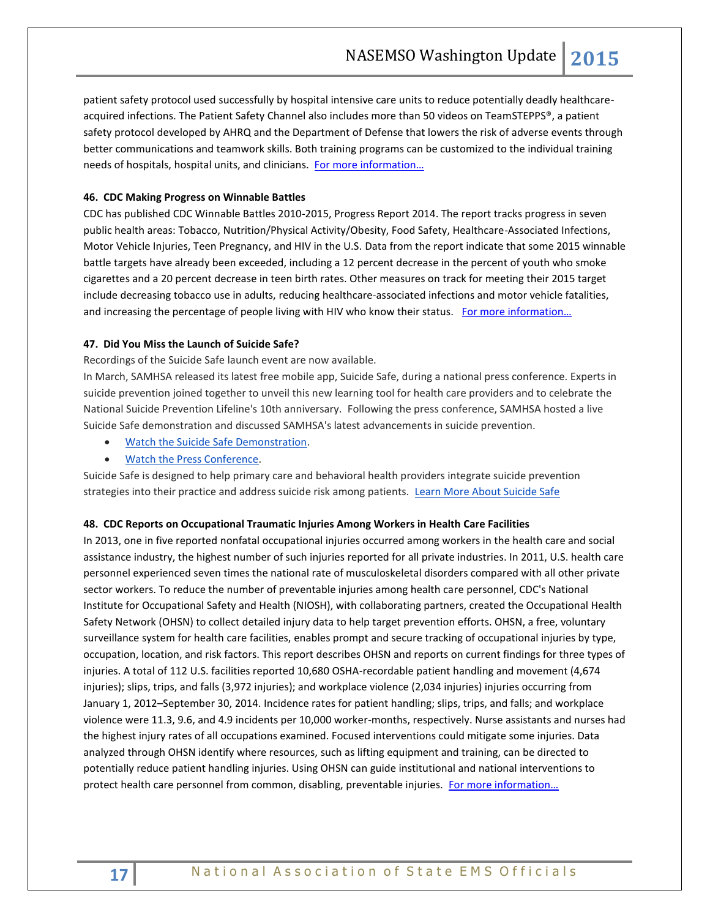patient safety protocol used successfully by hospital intensive care units to reduce potentially deadly healthcare-acquired infections. The Patient Safety Channel also includes more than 50 videos on TeamSTEPPS®, a patient safety protocol developed by AHRQ and the Department of Defense that lowers the risk of adverse events through better communications and teamwork skills. Both training programs can be customized to the individual training needs of hospitals, hospital units, and clinicians. For more information…

**46. CDC Making Progress on Winnable Battles**

CDC has published CDC Winnable Battles 2010-2015, Progress Report 2014. The report tracks progress in seven public health areas: Tobacco, Nutrition/Physical Activity/Obesity, Food Safety, Healthcare-Associated Infections, Motor Vehicle Injuries, Teen Pregnancy, and HIV in the U.S. Data from the report indicate that some 2015 winnable battle targets have already been exceeded, including a 12 percent decrease in the percent of youth who smoke cigarettes and a 20 percent decrease in teen birth rates. Other measures on track for meeting their 2015 target include decreasing tobacco use in adults, reducing healthcare-associated infections and motor vehicle fatalities, and increasing the percentage of people living with HIV who know their status. For more information…

**47. Did You Miss the Launch of Suicide Safe?**

Recordings of the Suicide Safe launch event are now available.

In March, SAMHSA released its latest free mobile app, Suicide Safe, during a national press conference. Experts in suicide prevention joined together to unveil this new learning tool for health care providers and to celebrate the National Suicide Prevention Lifeline's 10th anniversary. Following the press conference, SAMHSA hosted a live Suicide Safe demonstration and discussed SAMHSA's latest advancements in suicide prevention.

- Watch the Suicide Safe Demonstration.
- Watch the Press Conference.

Suicide Safe is designed to help primary care and behavioral health providers integrate suicide prevention strategies into their practice and address suicide risk among patients. Learn More About Suicide Safe

**48. CDC Reports on Occupational Traumatic Injuries Among Workers in Health Care Facilities**

In 2013, one in five reported nonfatal occupational injuries occurred among workers in the health care and social assistance industry, the highest number of such injuries reported for all private industries. In 2011, U.S. health care personnel experienced seven times the national rate of musculoskeletal disorders compared with all other private sector workers. To reduce the number of preventable injuries among health care personnel, CDC's National Institute for Occupational Safety and Health (NIOSH), with collaborating partners, created the Occupational Health Safety Network (OHSN) to collect detailed injury data to help target prevention efforts. OHSN, a free, voluntary surveillance system for health care facilities, enables prompt and secure tracking of occupational injuries by type, occupation, location, and risk factors. This report describes OHSN and reports on current findings for three types of injuries. A total of 112 U.S. facilities reported 10,680 OSHA-recordable patient handling and movement (4,674 injuries); slips, trips, and falls (3,972 injuries); and workplace violence (2,034 injuries) injuries occurring from January 1, 2012–September 30, 2014. Incidence rates for patient handling; slips, trips, and falls; and workplace violence were 11.3, 9.6, and 4.9 incidents per 10,000 worker-months, respectively. Nurse assistants and nurses had the highest injury rates of all occupations examined. Focused interventions could mitigate some injuries. Data analyzed through OHSN identify where resources, such as lifting equipment and training, can be directed to potentially reduce patient handling injuries. Using OHSN can guide institutional and national interventions to protect health care personnel from common, disabling, preventable injuries. For more information…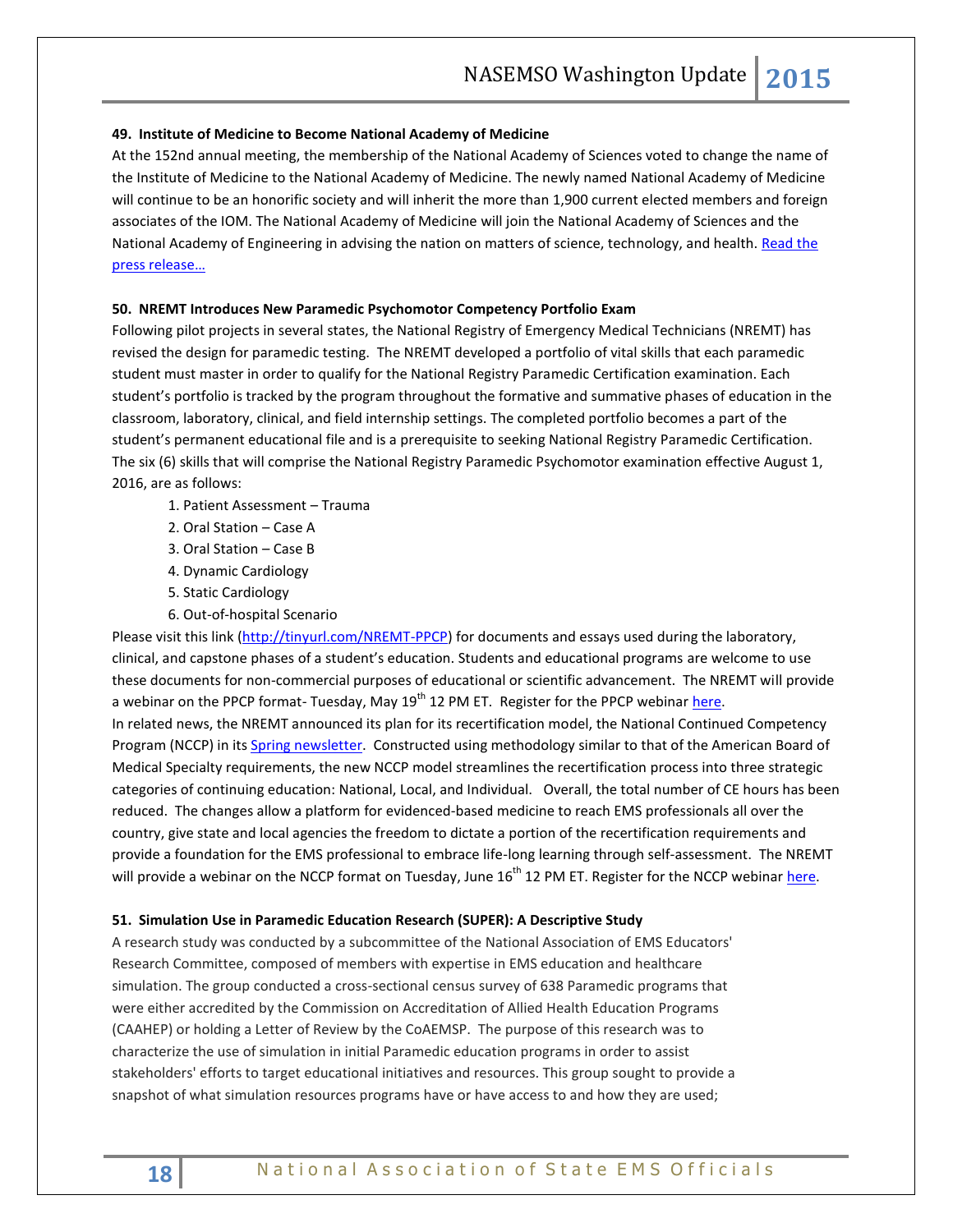### 49. Institute of Medicine to Become National Academy of Medicine

At the 152nd annual meeting, the membership of the National Academy of Sciences voted to change the name of the Institute of Medicine to the National Academy of Medicine. The newly named National Academy of Medicine will continue to be an honorific society and will inherit the more than 1,900 current elected members and foreign associates of the IOM. The National Academy of Medicine will join the National Academy of Sciences and the National Academy of Engineering in advising the nation on matters of science, technology, and health. Read the press release…

### 50. NREMT Introduces New Paramedic Psychomotor Competency Portfolio Exam

Following pilot projects in several states, the National Registry of Emergency Medical Technicians (NREMT) has revised the design for paramedic testing. The NREMT developed a portfolio of vital skills that each paramedic student must master in order to qualify for the National Registry Paramedic Certification examination. Each student's portfolio is tracked by the program throughout the formative and summative phases of education in the classroom, laboratory, clinical, and field internship settings. The completed portfolio becomes a part of the student's permanent educational file and is a prerequisite to seeking National Registry Paramedic Certification. The six (6) skills that will comprise the National Registry Paramedic Psychomotor examination effective August 1, 2016, are as follows:

1. Patient Assessment – Trauma
2. Oral Station – Case A
3. Oral Station – Case B
4. Dynamic Cardiology
5. Static Cardiology
6. Out-of-hospital Scenario

Please visit this link (http://tinyurl.com/NREMT-PPCP) for documents and essays used during the laboratory, clinical, and capstone phases of a student's education. Students and educational programs are welcome to use these documents for non-commercial purposes of educational or scientific advancement. The NREMT will provide a webinar on the PPCP format- Tuesday, May 19th 12 PM ET. Register for the PPCP webinar here.

In related news, the NREMT announced its plan for its recertification model, the National Continued Competency Program (NCCP) in its Spring newsletter. Constructed using methodology similar to that of the American Board of Medical Specialty requirements, the new NCCP model streamlines the recertification process into three strategic categories of continuing education: National, Local, and Individual. Overall, the total number of CE hours has been reduced. The changes allow a platform for evidenced-based medicine to reach EMS professionals all over the country, give state and local agencies the freedom to dictate a portion of the recertification requirements and provide a foundation for the EMS professional to embrace life-long learning through self-assessment. The NREMT will provide a webinar on the NCCP format on Tuesday, June 16th 12 PM ET. Register for the NCCP webinar here.

### 51. Simulation Use in Paramedic Education Research (SUPER): A Descriptive Study

A research study was conducted by a subcommittee of the National Association of EMS Educators' Research Committee, composed of members with expertise in EMS education and healthcare simulation. The group conducted a cross-sectional census survey of 638 Paramedic programs that were either accredited by the Commission on Accreditation of Allied Health Education Programs (CAAHEP) or holding a Letter of Review by the CoAEMSP. The purpose of this research was to characterize the use of simulation in initial Paramedic education programs in order to assist stakeholders' efforts to target educational initiatives and resources. This group sought to provide a snapshot of what simulation resources programs have or have access to and how they are used;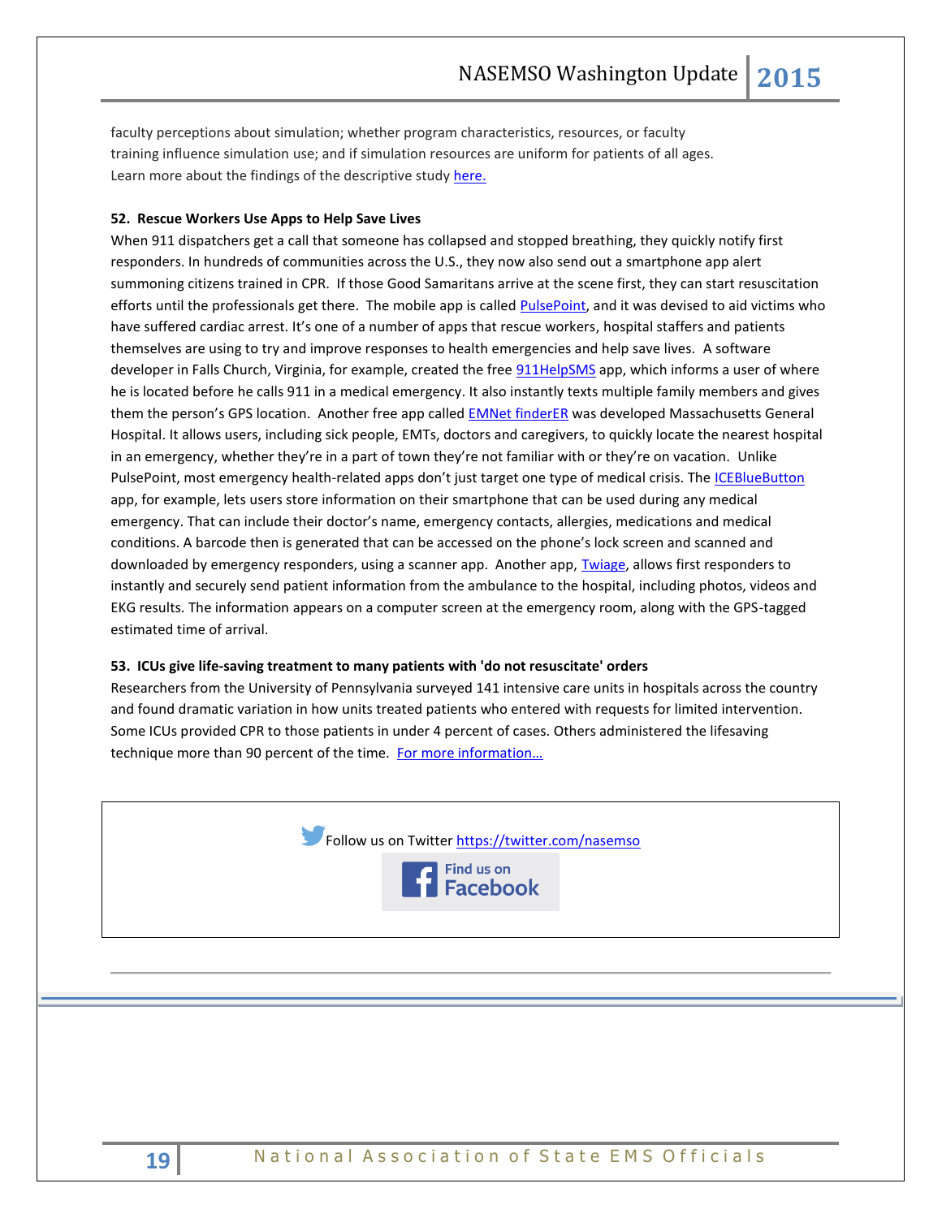faculty perceptions about simulation; whether program characteristics, resources, or faculty training influence simulation use; and if simulation resources are uniform for patients of all ages. Learn more about the findings of the descriptive study here.

**52. Rescue Workers Use Apps to Help Save Lives**

When 911 dispatchers get a call that someone has collapsed and stopped breathing, they quickly notify first responders. In hundreds of communities across the U.S., they now also send out a smartphone app alert summoning citizens trained in CPR. If those Good Samaritans arrive at the scene first, they can start resuscitation efforts until the professionals get there. The mobile app is called PulsePoint, and it was devised to aid victims who have suffered cardiac arrest. It's one of a number of apps that rescue workers, hospital staffers and patients themselves are using to try and improve responses to health emergencies and help save lives. A software developer in Falls Church, Virginia, for example, created the free 911HelpSMS app, which informs a user of where he is located before he calls 911 in a medical emergency. It also instantly texts multiple family members and gives them the person's GPS location. Another free app called EMNet finderER was developed Massachusetts General Hospital. It allows users, including sick people, EMTs, doctors and caregivers, to quickly locate the nearest hospital in an emergency, whether they're in a part of town they're not familiar with or they're on vacation. Unlike PulsePoint, most emergency health-related apps don't just target one type of medical crisis. The ICEBlueButton app, for example, lets users store information on their smartphone that can be used during any medical emergency. That can include their doctor's name, emergency contacts, allergies, medications and medical conditions. A barcode then is generated that can be accessed on the phone's lock screen and scanned and downloaded by emergency responders, using a scanner app. Another app, Twiage, allows first responders to instantly and securely send patient information from the ambulance to the hospital, including photos, videos and EKG results. The information appears on a computer screen at the emergency room, along with the GPS-tagged estimated time of arrival.

**53. ICUs give life-saving treatment to many patients with 'do not resuscitate' orders**

Researchers from the University of Pennsylvania surveyed 141 intensive care units in hospitals across the country and found dramatic variation in how units treated patients who entered with requests for limited intervention. Some ICUs provided CPR to those patients in under 4 percent of cases. Others administered the lifesaving technique more than 90 percent of the time. For more information…

Follow us on Twitter https://twitter.com/nasemso

Find us on Facebook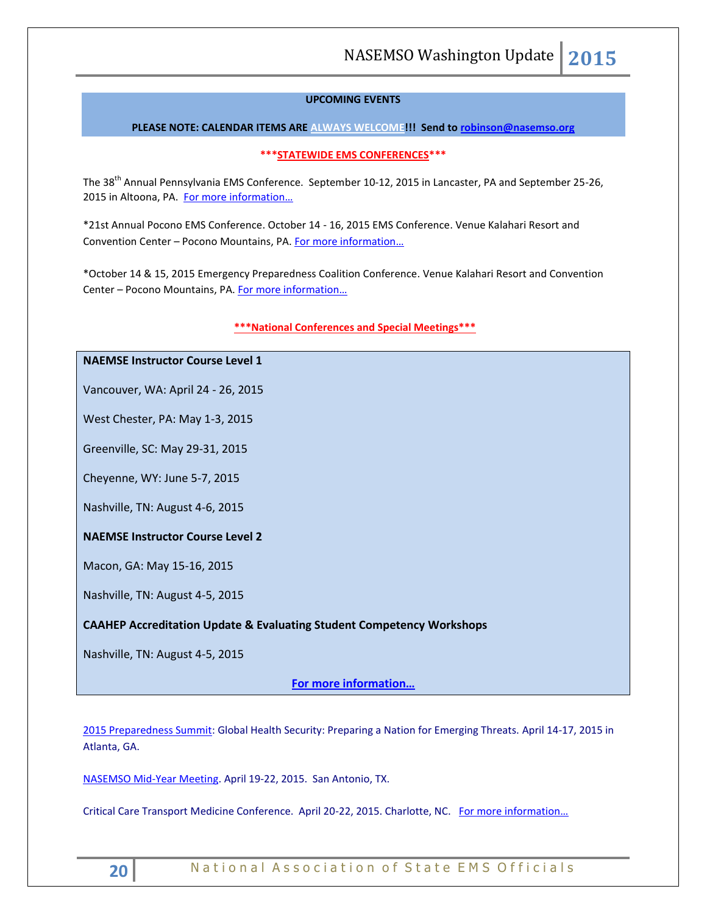**UPCOMING EVENTS**

**PLEASE NOTE: CALENDAR ITEMS ARE ALWAYS WELCOME!!! Send to robinson@nasemso.org**

**\*\*\*STATEWIDE EMS CONFERENCES\*\*\***

The 38th Annual Pennsylvania EMS Conference. September 10-12, 2015 in Lancaster, PA and September 25-26, 2015 in Altoona, PA. For more information…

*21st Annual Pocono EMS Conference. October 14 - 16, 2015 EMS Conference. Venue Kalahari Resort and Convention Center – Pocono Mountains, PA. For more information…

*October 14 & 15, 2015 Emergency Preparedness Coalition Conference. Venue Kalahari Resort and Convention Center – Pocono Mountains, PA. For more information…

**\*\*\*National Conferences and Special Meetings\*\*\***

**NAEMSE Instructor Course Level 1**

Vancouver, WA: April 24 - 26, 2015

West Chester, PA: May 1-3, 2015

Greenville, SC: May 29-31, 2015

Cheyenne, WY: June 5-7, 2015

Nashville, TN: August 4-6, 2015

**NAEMSE Instructor Course Level 2**

Macon, GA: May 15-16, 2015

Nashville, TN: August 4-5, 2015

**CAAHEP Accreditation Update & Evaluating Student Competency Workshops**

Nashville, TN: August 4-5, 2015

**For more information…**

2015 Preparedness Summit: Global Health Security: Preparing a Nation for Emerging Threats. April 14-17, 2015 in Atlanta, GA.

NASEMSO Mid-Year Meeting. April 19-22, 2015. San Antonio, TX.

Critical Care Transport Medicine Conference. April 20-22, 2015. Charlotte, NC. For more information…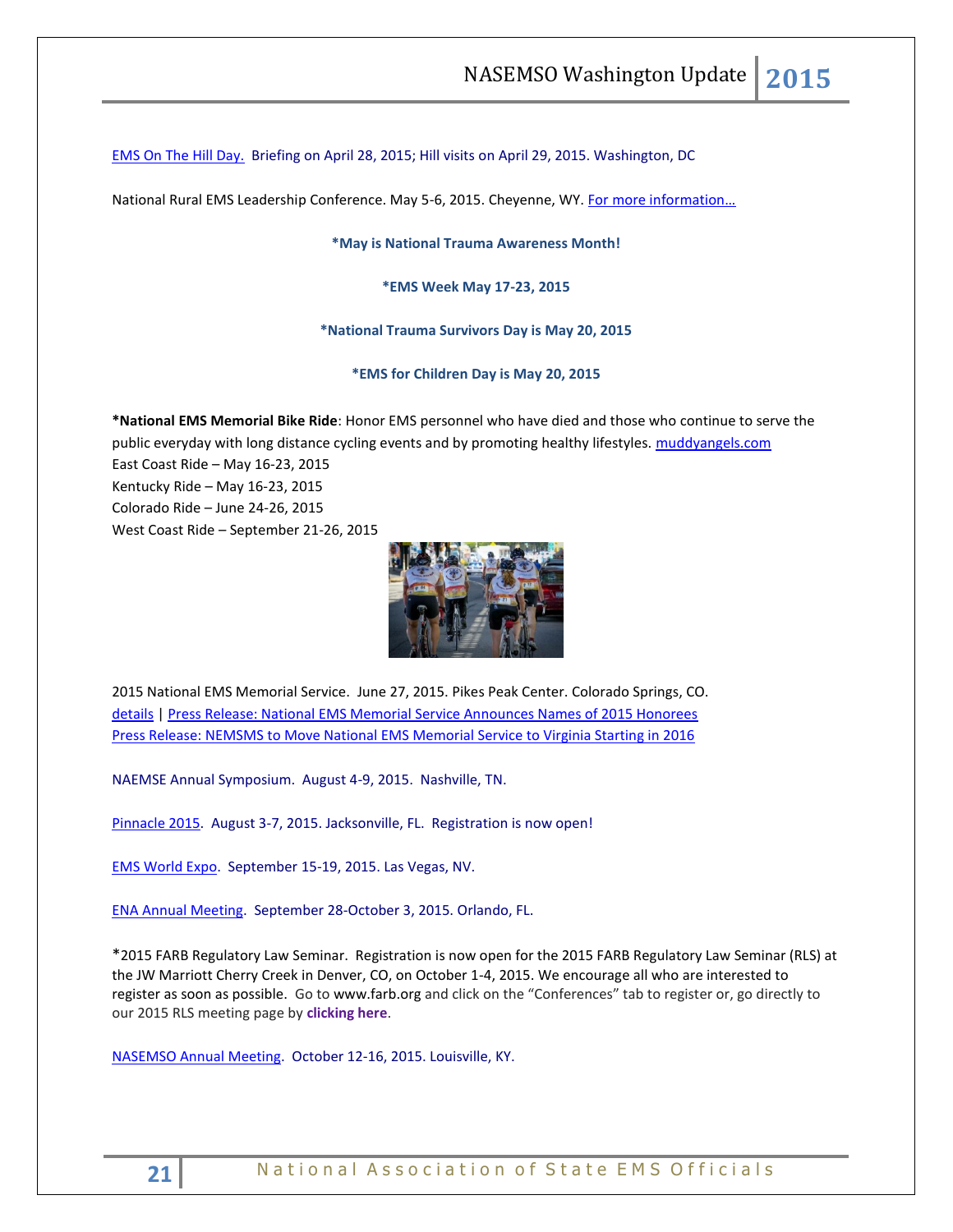EMS On The Hill Day. Briefing on April 28, 2015; Hill visits on April 29, 2015. Washington, DC

National Rural EMS Leadership Conference. May 5-6, 2015. Cheyenne, WY. For more information…

**\*May is National Trauma Awareness Month!**

**\*EMS Week May 17-23, 2015**

**\*National Trauma Survivors Day is May 20, 2015**

**\*EMS for Children Day is May 20, 2015**

**\*National EMS Memorial Bike Ride**: Honor EMS personnel who have died and those who continue to serve the public everyday with long distance cycling events and by promoting healthy lifestyles. muddyangels.com
East Coast Ride – May 16-23, 2015
Kentucky Ride – May 16-23, 2015
Colorado Ride – June 24-26, 2015
West Coast Ride – September 21-26, 2015

2015 National EMS Memorial Service. June 27, 2015. Pikes Peak Center. Colorado Springs, CO.
details | Press Release: National EMS Memorial Service Announces Names of 2015 Honorees
Press Release: NEMSMS to Move National EMS Memorial Service to Virginia Starting in 2016

NAEMSE Annual Symposium. August 4-9, 2015. Nashville, TN.

Pinnacle 2015. August 3-7, 2015. Jacksonville, FL. Registration is now open!

EMS World Expo. September 15-19, 2015. Las Vegas, NV.

ENA Annual Meeting. September 28-October 3, 2015. Orlando, FL.

\*2015 FARB Regulatory Law Seminar. Registration is now open for the 2015 FARB Regulatory Law Seminar (RLS) at the JW Marriott Cherry Creek in Denver, CO, on October 1-4, 2015. We encourage all who are interested to register as soon as possible. Go to www.farb.org and click on the "Conferences" tab to register or, go directly to our 2015 RLS meeting page by **clicking here**.

NASEMSO Annual Meeting. October 12-16, 2015. Louisville, KY.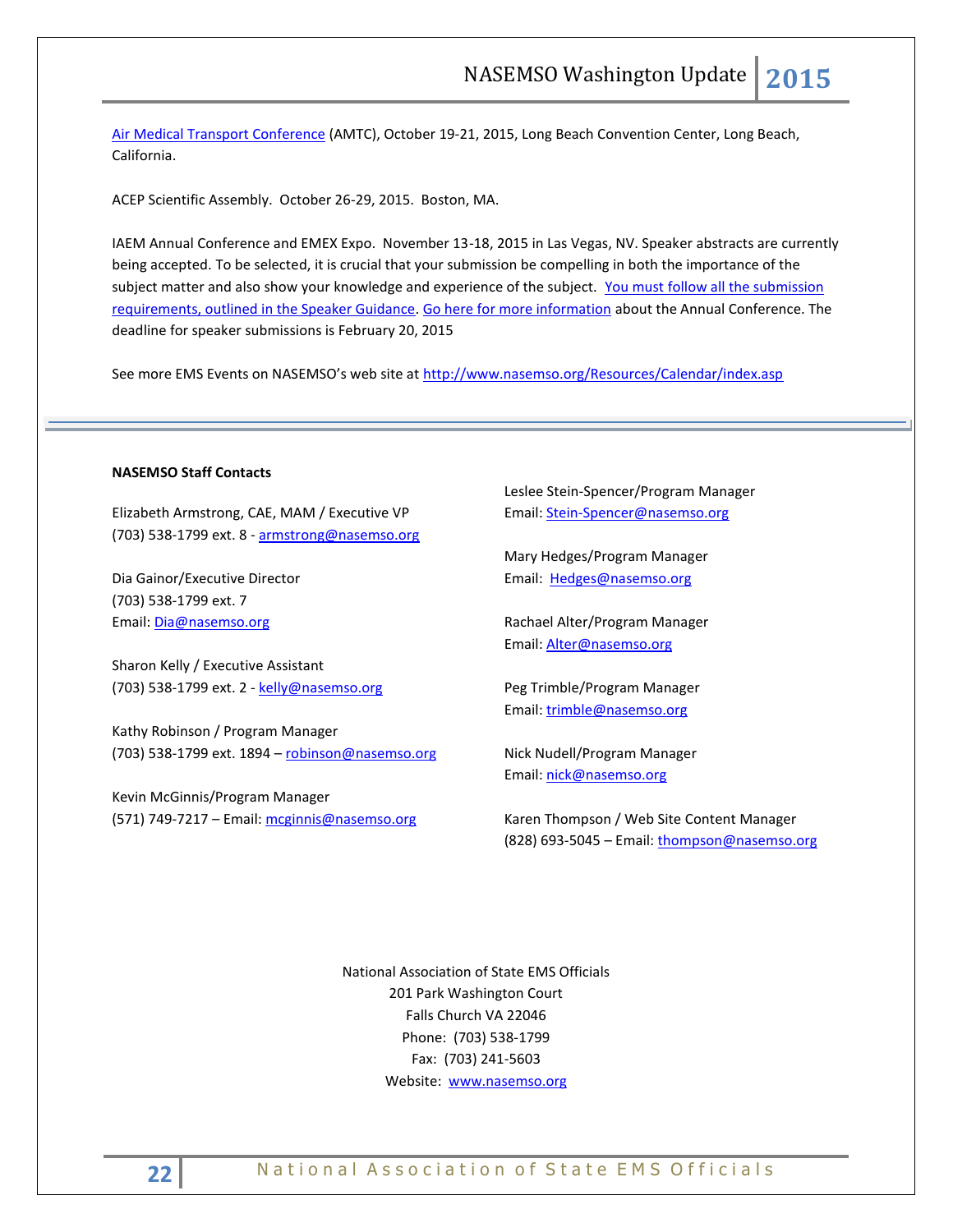Air Medical Transport Conference (AMTC), October 19-21, 2015, Long Beach Convention Center, Long Beach, California.

ACEP Scientific Assembly. October 26-29, 2015. Boston, MA.

IAEM Annual Conference and EMEX Expo. November 13-18, 2015 in Las Vegas, NV. Speaker abstracts are currently being accepted. To be selected, it is crucial that your submission be compelling in both the importance of the subject matter and also show your knowledge and experience of the subject. You must follow all the submission requirements, outlined in the Speaker Guidance. Go here for more information about the Annual Conference. The deadline for speaker submissions is February 20, 2015

See more EMS Events on NASEMSO's web site at http://www.nasemso.org/Resources/Calendar/index.asp

---

**NASEMSO Staff Contacts**

Elizabeth Armstrong, CAE, MAM / Executive VP
(703) 538-1799 ext. 8 - armstrong@nasemso.org

Dia Gainor/Executive Director
(703) 538-1799 ext. 7
Email: Dia@nasemso.org

Sharon Kelly / Executive Assistant
(703) 538-1799 ext. 2 - kelly@nasemso.org

Kathy Robinson / Program Manager
(703) 538-1799 ext. 1894 – robinson@nasemso.org

Kevin McGinnis/Program Manager
(571) 749-7217 – Email: mcginnis@nasemso.org

Leslee Stein-Spencer/Program Manager
Email: Stein-Spencer@nasemso.org

Mary Hedges/Program Manager
Email: Hedges@nasemso.org

Rachael Alter/Program Manager
Email: Alter@nasemso.org

Peg Trimble/Program Manager
Email: trimble@nasemso.org

Nick Nudell/Program Manager
Email: nick@nasemso.org

Karen Thompson / Web Site Content Manager
(828) 693-5045 – Email: thompson@nasemso.org

National Association of State EMS Officials
201 Park Washington Court
Falls Church VA 22046
Phone: (703) 538-1799
Fax: (703) 241-5603
Website: www.nasemso.org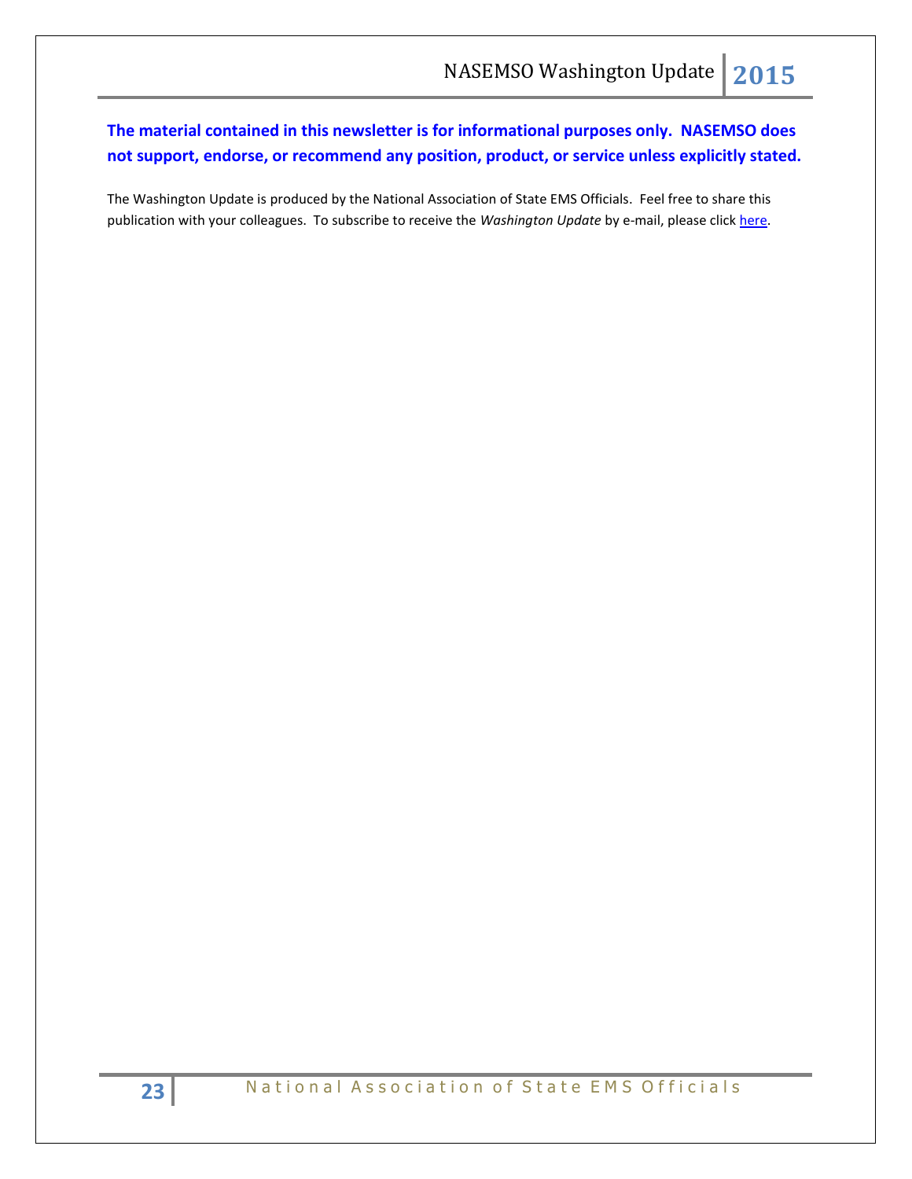**The material contained in this newsletter is for informational purposes only. NASEMSO does not support, endorse, or recommend any position, product, or service unless explicitly stated.**

The Washington Update is produced by the National Association of State EMS Officials. Feel free to share this publication with your colleagues. To subscribe to receive the *Washington Update* by e-mail, please click here.